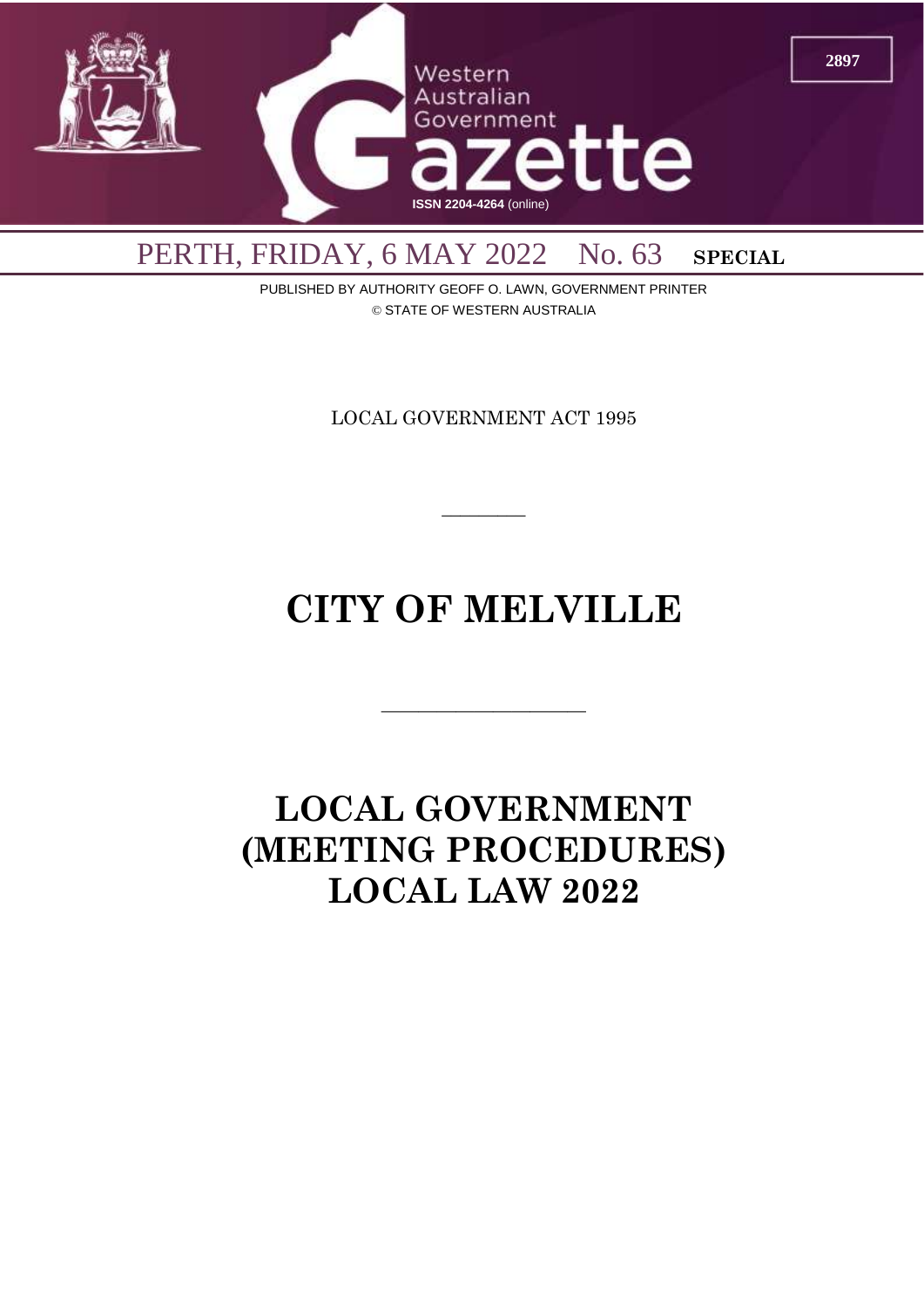# Western Australian Government Gazette

ISSN 2204-4264 (online)

PERTH, FRIDAY, 6 MAY 2022 No. 63 **SPECIAL**

PUBLISHED BY AUTHORITY GEOFF O. LAWN, GOVERNMENT PRINTER

© STATE OF WESTERN AUSTRALIA

LOCAL GOVERNMENT ACT 1995

---

# CITY OF MELVILLE

---

# LOCAL GOVERNMENT (MEETING PROCEDURES) LOCAL LAW 2022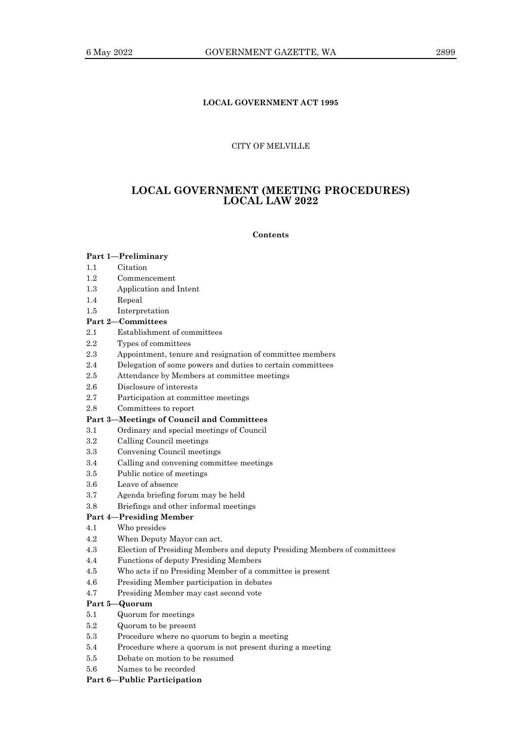**LOCAL GOVERNMENT ACT 1995**

CITY OF MELVILLE

# LOCAL GOVERNMENT (MEETING PROCEDURES) LOCAL LAW 2022

**Contents**

**Part 1—Preliminary**

1.1 Citation
1.2 Commencement
1.3 Application and Intent
1.4 Repeal
1.5 Interpretation

**Part 2—Committees**

2.1 Establishment of committees
2.2 Types of committees
2.3 Appointment, tenure and resignation of committee members
2.4 Delegation of some powers and duties to certain committees
2.5 Attendance by Members at committee meetings
2.6 Disclosure of interests
2.7 Participation at committee meetings
2.8 Committees to report

**Part 3—Meetings of Council and Committees**

3.1 Ordinary and special meetings of Council
3.2 Calling Council meetings
3.3 Convening Council meetings
3.4 Calling and convening committee meetings
3.5 Public notice of meetings
3.6 Leave of absence
3.7 Agenda briefing forum may be held
3.8 Briefings and other informal meetings

**Part 4—Presiding Member**

4.1 Who presides
4.2 When Deputy Mayor can act.
4.3 Election of Presiding Members and deputy Presiding Members of committees
4.4 Functions of deputy Presiding Members
4.5 Who acts if no Presiding Member of a committee is present
4.6 Presiding Member participation in debates
4.7 Presiding Member may cast second vote

**Part 5—Quorum**

5.1 Quorum for meetings
5.2 Quorum to be present
5.3 Procedure where no quorum to begin a meeting
5.4 Procedure where a quorum is not present during a meeting
5.5 Debate on motion to be resumed
5.6 Names to be recorded

**Part 6—Public Participation**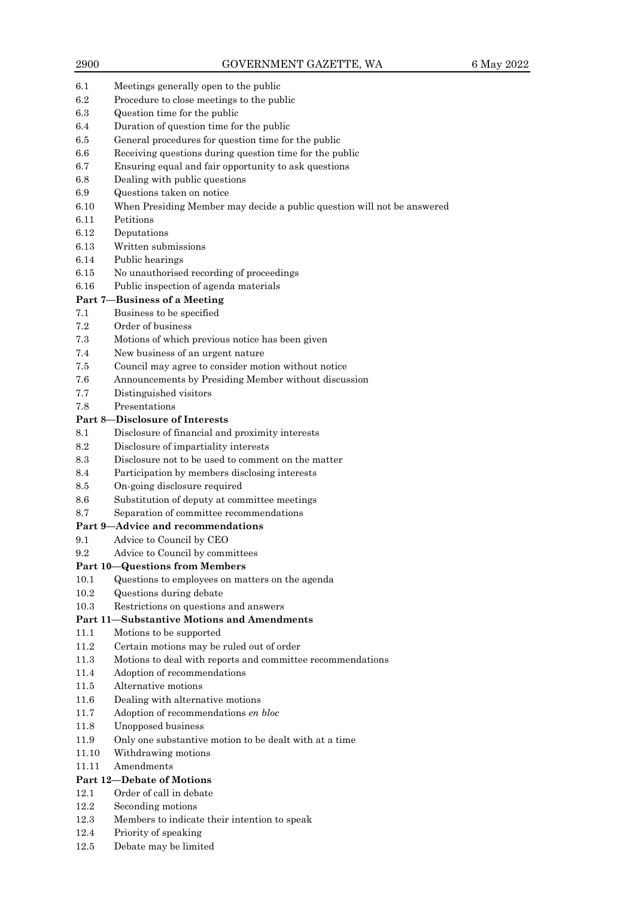6.1 Meetings generally open to the public
6.2 Procedure to close meetings to the public
6.3 Question time for the public
6.4 Duration of question time for the public
6.5 General procedures for question time for the public
6.6 Receiving questions during question time for the public
6.7 Ensuring equal and fair opportunity to ask questions
6.8 Dealing with public questions
6.9 Questions taken on notice
6.10 When Presiding Member may decide a public question will not be answered
6.11 Petitions
6.12 Deputations
6.13 Written submissions
6.14 Public hearings
6.15 No unauthorised recording of proceedings
6.16 Public inspection of agenda materials

**Part 7—Business of a Meeting**

7.1 Business to be specified
7.2 Order of business
7.3 Motions of which previous notice has been given
7.4 New business of an urgent nature
7.5 Council may agree to consider motion without notice
7.6 Announcements by Presiding Member without discussion
7.7 Distinguished visitors
7.8 Presentations

**Part 8—Disclosure of Interests**

8.1 Disclosure of financial and proximity interests
8.2 Disclosure of impartiality interests
8.3 Disclosure not to be used to comment on the matter
8.4 Participation by members disclosing interests
8.5 On-going disclosure required
8.6 Substitution of deputy at committee meetings
8.7 Separation of committee recommendations

**Part 9—Advice and recommendations**

9.1 Advice to Council by CEO
9.2 Advice to Council by committees

**Part 10—Questions from Members**

10.1 Questions to employees on matters on the agenda
10.2 Questions during debate
10.3 Restrictions on questions and answers

**Part 11—Substantive Motions and Amendments**

11.1 Motions to be supported
11.2 Certain motions may be ruled out of order
11.3 Motions to deal with reports and committee recommendations
11.4 Adoption of recommendations
11.5 Alternative motions
11.6 Dealing with alternative motions
11.7 Adoption of recommendations *en bloc*
11.8 Unopposed business
11.9 Only one substantive motion to be dealt with at a time
11.10 Withdrawing motions
11.11 Amendments

**Part 12—Debate of Motions**

12.1 Order of call in debate
12.2 Seconding motions
12.3 Members to indicate their intention to speak
12.4 Priority of speaking
12.5 Debate may be limited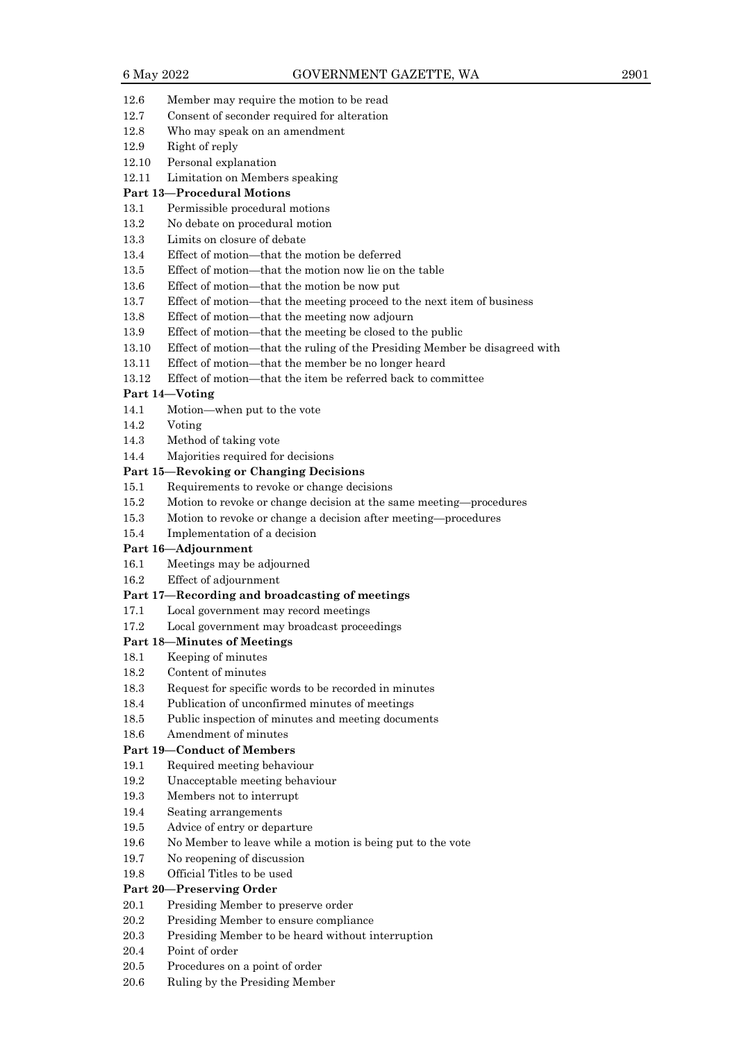12.6 Member may require the motion to be read

12.7 Consent of seconder required for alteration

12.8 Who may speak on an amendment

12.9 Right of reply

12.10 Personal explanation

12.11 Limitation on Members speaking

**Part 13—Procedural Motions**

13.1 Permissible procedural motions

13.2 No debate on procedural motion

13.3 Limits on closure of debate

13.4 Effect of motion—that the motion be deferred

13.5 Effect of motion—that the motion now lie on the table

13.6 Effect of motion—that the motion be now put

13.7 Effect of motion—that the meeting proceed to the next item of business

13.8 Effect of motion—that the meeting now adjourn

13.9 Effect of motion—that the meeting be closed to the public

13.10 Effect of motion—that the ruling of the Presiding Member be disagreed with

13.11 Effect of motion—that the member be no longer heard

13.12 Effect of motion—that the item be referred back to committee

**Part 14—Voting**

14.1 Motion—when put to the vote

14.2 Voting

14.3 Method of taking vote

14.4 Majorities required for decisions

**Part 15—Revoking or Changing Decisions**

15.1 Requirements to revoke or change decisions

15.2 Motion to revoke or change decision at the same meeting—procedures

15.3 Motion to revoke or change a decision after meeting—procedures

15.4 Implementation of a decision

**Part 16—Adjournment**

16.1 Meetings may be adjourned

16.2 Effect of adjournment

**Part 17—Recording and broadcasting of meetings**

17.1 Local government may record meetings

17.2 Local government may broadcast proceedings

**Part 18—Minutes of Meetings**

18.1 Keeping of minutes

18.2 Content of minutes

18.3 Request for specific words to be recorded in minutes

18.4 Publication of unconfirmed minutes of meetings

18.5 Public inspection of minutes and meeting documents

18.6 Amendment of minutes

**Part 19—Conduct of Members**

19.1 Required meeting behaviour

19.2 Unacceptable meeting behaviour

19.3 Members not to interrupt

19.4 Seating arrangements

19.5 Advice of entry or departure

19.6 No Member to leave while a motion is being put to the vote

19.7 No reopening of discussion

19.8 Official Titles to be used

**Part 20—Preserving Order**

20.1 Presiding Member to preserve order

20.2 Presiding Member to ensure compliance

20.3 Presiding Member to be heard without interruption

20.4 Point of order

20.5 Procedures on a point of order

20.6 Ruling by the Presiding Member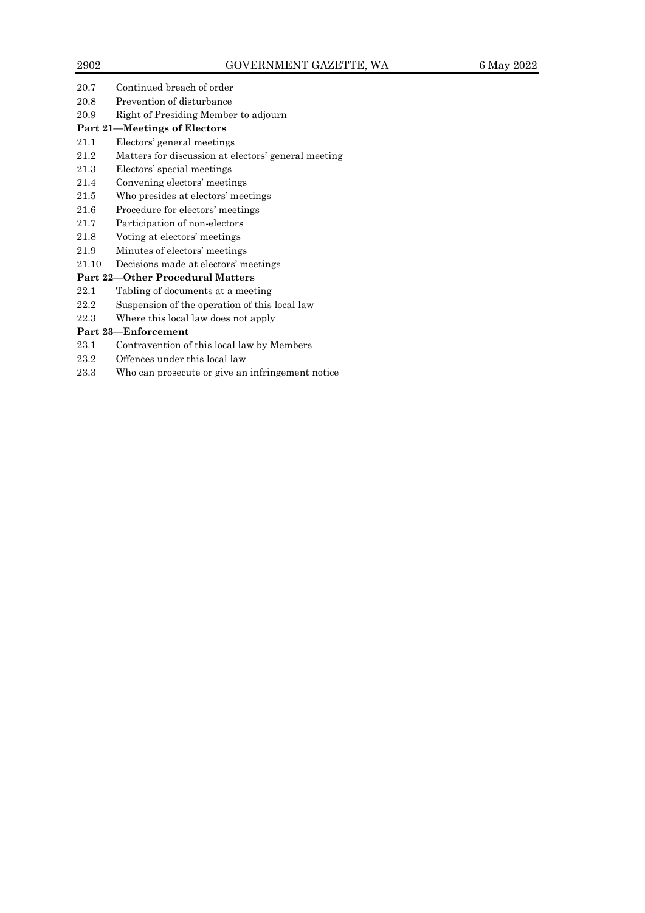20.7 Continued breach of order
20.8 Prevention of disturbance
20.9 Right of Presiding Member to adjourn

**Part 21—Meetings of Electors**

21.1 Electors' general meetings
21.2 Matters for discussion at electors' general meeting
21.3 Electors' special meetings
21.4 Convening electors' meetings
21.5 Who presides at electors' meetings
21.6 Procedure for electors' meetings
21.7 Participation of non-electors
21.8 Voting at electors' meetings
21.9 Minutes of electors' meetings
21.10 Decisions made at electors' meetings

**Part 22—Other Procedural Matters**

22.1 Tabling of documents at a meeting
22.2 Suspension of the operation of this local law
22.3 Where this local law does not apply

**Part 23—Enforcement**

23.1 Contravention of this local law by Members
23.2 Offences under this local law
23.3 Who can prosecute or give an infringement notice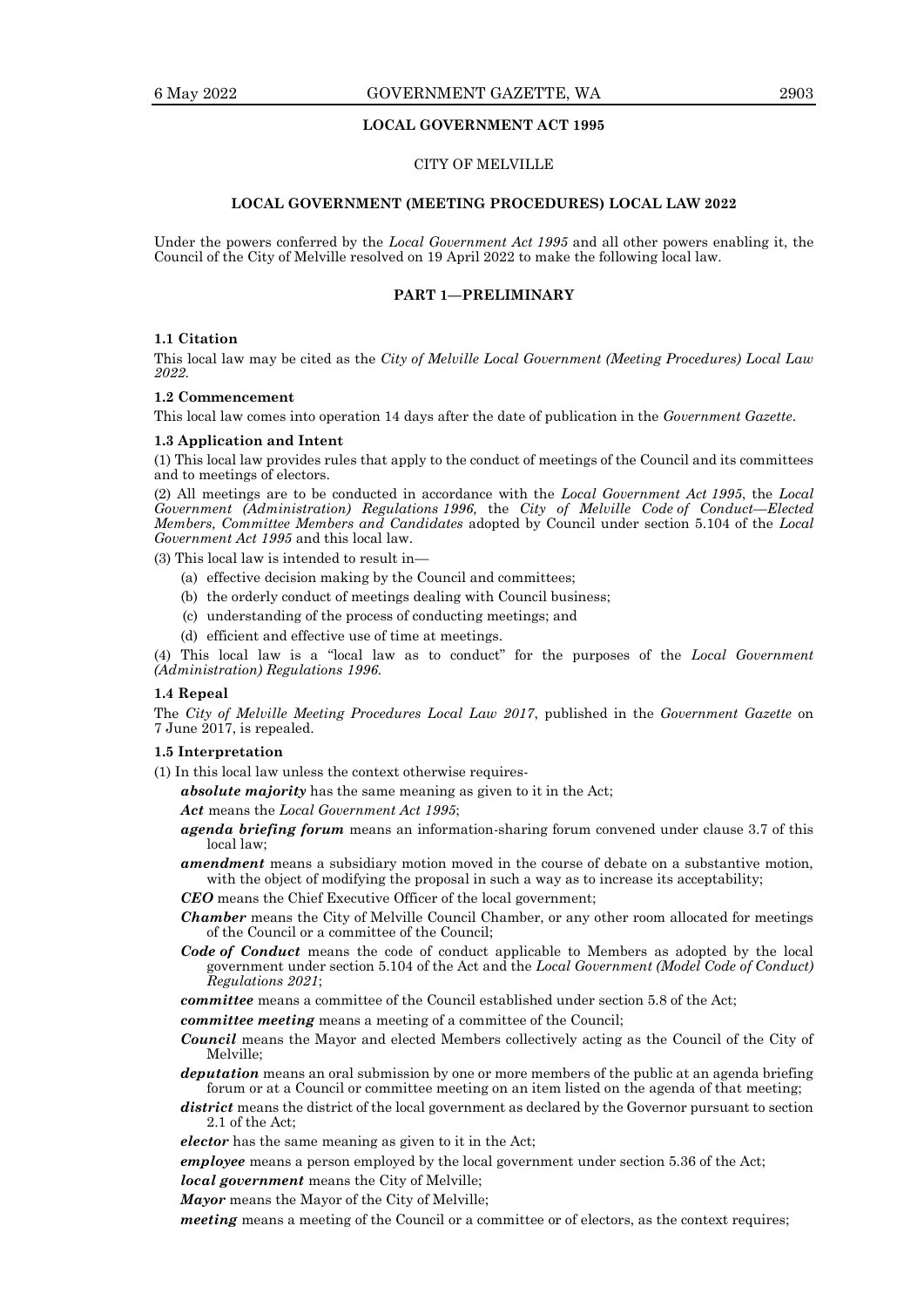**LOCAL GOVERNMENT ACT 1995**

CITY OF MELVILLE

**LOCAL GOVERNMENT (MEETING PROCEDURES) LOCAL LAW 2022**

Under the powers conferred by the *Local Government Act 1995* and all other powers enabling it, the Council of the City of Melville resolved on 19 April 2022 to make the following local law.

## PART 1—PRELIMINARY

### 1.1 Citation

This local law may be cited as the *City of Melville Local Government (Meeting Procedures) Local Law 2022*.

### 1.2 Commencement

This local law comes into operation 14 days after the date of publication in the *Government Gazette*.

### 1.3 Application and Intent

(1) This local law provides rules that apply to the conduct of meetings of the Council and its committees and to meetings of electors.

(2) All meetings are to be conducted in accordance with the *Local Government Act 1995*, the *Local Government (Administration) Regulations 1996*, the *City of Melville Code of Conduct—Elected Members, Committee Members and Candidates* adopted by Council under section 5.104 of the *Local Government Act 1995* and this local law.

(3) This local law is intended to result in—

- (a) effective decision making by the Council and committees;
- (b) the orderly conduct of meetings dealing with Council business;
- (c) understanding of the process of conducting meetings; and
- (d) efficient and effective use of time at meetings.

(4) This local law is a "local law as to conduct" for the purposes of the *Local Government (Administration) Regulations 1996*.

### 1.4 Repeal

The *City of Melville Meeting Procedures Local Law 2017*, published in the *Government Gazette* on 7 June 2017, is repealed.

### 1.5 Interpretation

(1) In this local law unless the context otherwise requires-

***absolute majority*** has the same meaning as given to it in the Act;

***Act*** means the *Local Government Act 1995*;

***agenda briefing forum*** means an information-sharing forum convened under clause 3.7 of this local law;

***amendment*** means a subsidiary motion moved in the course of debate on a substantive motion, with the object of modifying the proposal in such a way as to increase its acceptability;

***CEO*** means the Chief Executive Officer of the local government;

***Chamber*** means the City of Melville Council Chamber, or any other room allocated for meetings of the Council or a committee of the Council;

***Code of Conduct*** means the code of conduct applicable to Members as adopted by the local government under section 5.104 of the Act and the *Local Government (Model Code of Conduct) Regulations 2021*;

***committee*** means a committee of the Council established under section 5.8 of the Act;

***committee meeting*** means a meeting of a committee of the Council;

***Council*** means the Mayor and elected Members collectively acting as the Council of the City of Melville;

***deputation*** means an oral submission by one or more members of the public at an agenda briefing forum or at a Council or committee meeting on an item listed on the agenda of that meeting;

***district*** means the district of the local government as declared by the Governor pursuant to section 2.1 of the Act;

***elector*** has the same meaning as given to it in the Act;

***employee*** means a person employed by the local government under section 5.36 of the Act;

***local government*** means the City of Melville;

***Mayor*** means the Mayor of the City of Melville;

***meeting*** means a meeting of the Council or a committee or of electors, as the context requires;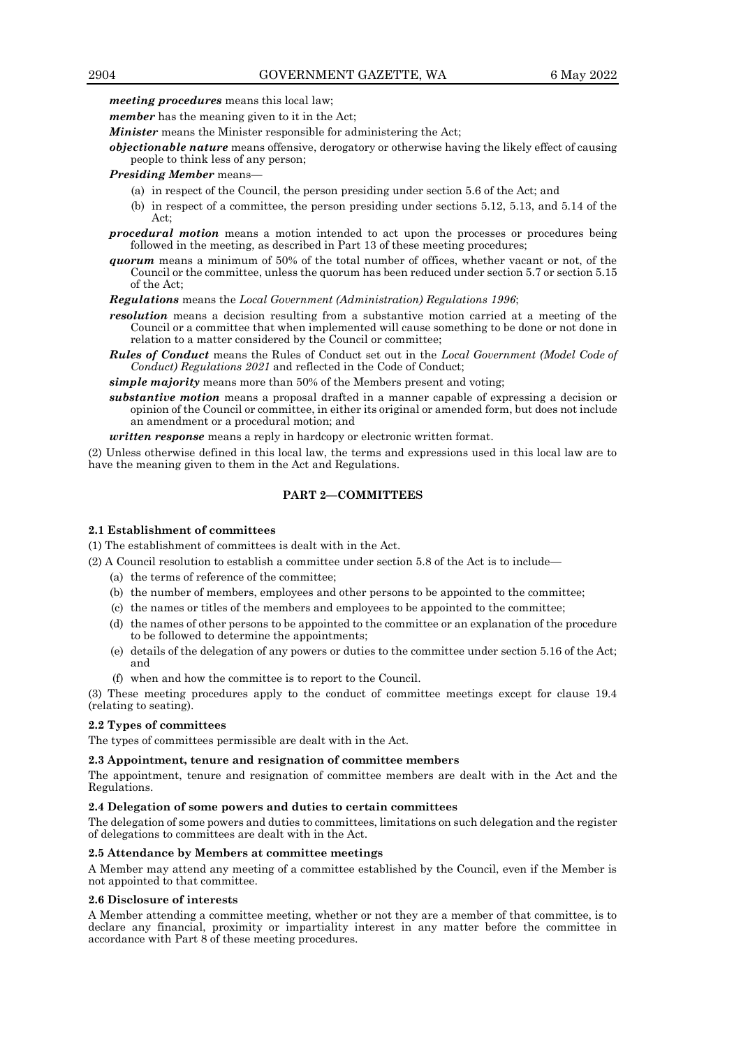***meeting procedures*** means this local law;

***member*** has the meaning given to it in the Act;

***Minister*** means the Minister responsible for administering the Act;

***objectionable nature*** means offensive, derogatory or otherwise having the likely effect of causing people to think less of any person;

***Presiding Member*** means—

(a) in respect of the Council, the person presiding under section 5.6 of the Act; and

(b) in respect of a committee, the person presiding under sections 5.12, 5.13, and 5.14 of the Act;

***procedural motion*** means a motion intended to act upon the processes or procedures being followed in the meeting, as described in Part 13 of these meeting procedures;

***quorum*** means a minimum of 50% of the total number of offices, whether vacant or not, of the Council or the committee, unless the quorum has been reduced under section 5.7 or section 5.15 of the Act;

***Regulations*** means the *Local Government (Administration) Regulations 1996*;

***resolution*** means a decision resulting from a substantive motion carried at a meeting of the Council or a committee that when implemented will cause something to be done or not done in relation to a matter considered by the Council or committee;

***Rules of Conduct*** means the Rules of Conduct set out in the *Local Government (Model Code of Conduct) Regulations 2021* and reflected in the Code of Conduct;

***simple majority*** means more than 50% of the Members present and voting;

***substantive motion*** means a proposal drafted in a manner capable of expressing a decision or opinion of the Council or committee, in either its original or amended form, but does not include an amendment or a procedural motion; and

***written response*** means a reply in hardcopy or electronic written format.

(2) Unless otherwise defined in this local law, the terms and expressions used in this local law are to have the meaning given to them in the Act and Regulations.

## PART 2—COMMITTEES

### 2.1 Establishment of committees

(1) The establishment of committees is dealt with in the Act.

(2) A Council resolution to establish a committee under section 5.8 of the Act is to include—

(a) the terms of reference of the committee;

(b) the number of members, employees and other persons to be appointed to the committee;

(c) the names or titles of the members and employees to be appointed to the committee;

(d) the names of other persons to be appointed to the committee or an explanation of the procedure to be followed to determine the appointments;

(e) details of the delegation of any powers or duties to the committee under section 5.16 of the Act; and

(f) when and how the committee is to report to the Council.

(3) These meeting procedures apply to the conduct of committee meetings except for clause 19.4 (relating to seating).

### 2.2 Types of committees

The types of committees permissible are dealt with in the Act.

### 2.3 Appointment, tenure and resignation of committee members

The appointment, tenure and resignation of committee members are dealt with in the Act and the Regulations.

### 2.4 Delegation of some powers and duties to certain committees

The delegation of some powers and duties to committees, limitations on such delegation and the register of delegations to committees are dealt with in the Act.

### 2.5 Attendance by Members at committee meetings

A Member may attend any meeting of a committee established by the Council, even if the Member is not appointed to that committee.

### 2.6 Disclosure of interests

A Member attending a committee meeting, whether or not they are a member of that committee, is to declare any financial, proximity or impartiality interest in any matter before the committee in accordance with Part 8 of these meeting procedures.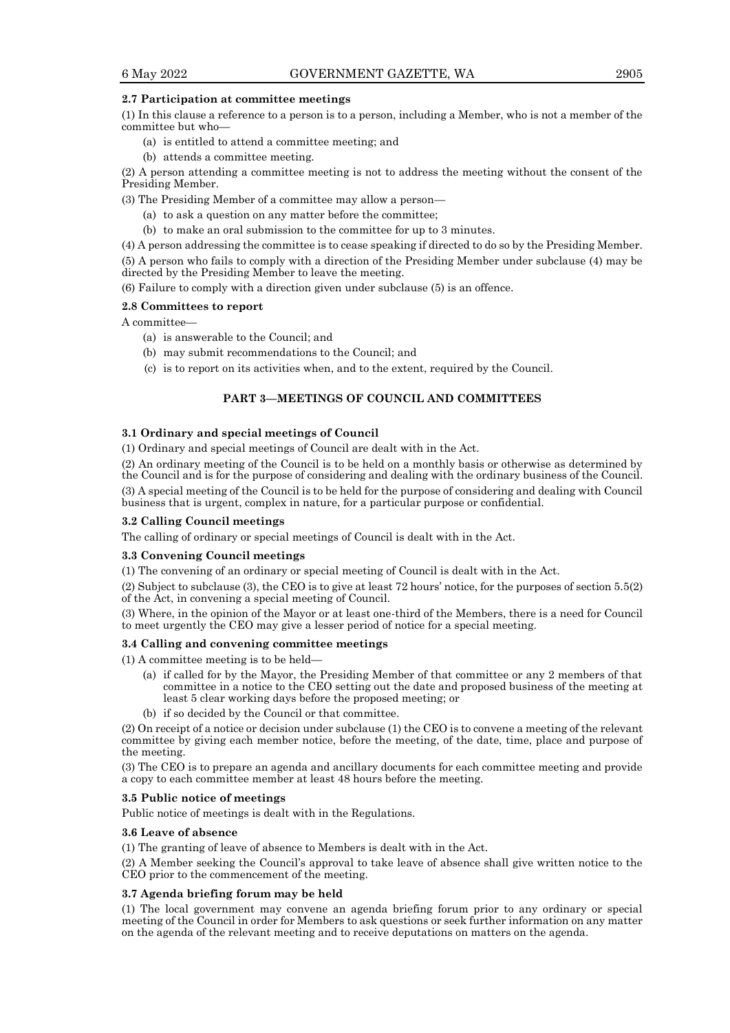**2.7 Participation at committee meetings**

(1) In this clause a reference to a person is to a person, including a Member, who is not a member of the committee but who—

- (a) is entitled to attend a committee meeting; and
- (b) attends a committee meeting.

(2) A person attending a committee meeting is not to address the meeting without the consent of the Presiding Member.

(3) The Presiding Member of a committee may allow a person—

- (a) to ask a question on any matter before the committee;
- (b) to make an oral submission to the committee for up to 3 minutes.

(4) A person addressing the committee is to cease speaking if directed to do so by the Presiding Member.

(5) A person who fails to comply with a direction of the Presiding Member under subclause (4) may be directed by the Presiding Member to leave the meeting.

(6) Failure to comply with a direction given under subclause (5) is an offence.

**2.8 Committees to report**

A committee—

- (a) is answerable to the Council; and
- (b) may submit recommendations to the Council; and
- (c) is to report on its activities when, and to the extent, required by the Council.

## PART 3—MEETINGS OF COUNCIL AND COMMITTEES

**3.1 Ordinary and special meetings of Council**

(1) Ordinary and special meetings of Council are dealt with in the Act.

(2) An ordinary meeting of the Council is to be held on a monthly basis or otherwise as determined by the Council and is for the purpose of considering and dealing with the ordinary business of the Council.

(3) A special meeting of the Council is to be held for the purpose of considering and dealing with Council business that is urgent, complex in nature, for a particular purpose or confidential.

**3.2 Calling Council meetings**

The calling of ordinary or special meetings of Council is dealt with in the Act.

**3.3 Convening Council meetings**

(1) The convening of an ordinary or special meeting of Council is dealt with in the Act.

(2) Subject to subclause (3), the CEO is to give at least 72 hours' notice, for the purposes of section 5.5(2) of the Act, in convening a special meeting of Council.

(3) Where, in the opinion of the Mayor or at least one-third of the Members, there is a need for Council to meet urgently the CEO may give a lesser period of notice for a special meeting.

**3.4 Calling and convening committee meetings**

(1) A committee meeting is to be held—

- (a) if called for by the Mayor, the Presiding Member of that committee or any 2 members of that committee in a notice to the CEO setting out the date and proposed business of the meeting at least 5 clear working days before the proposed meeting; or
- (b) if so decided by the Council or that committee.

(2) On receipt of a notice or decision under subclause (1) the CEO is to convene a meeting of the relevant committee by giving each member notice, before the meeting, of the date, time, place and purpose of the meeting.

(3) The CEO is to prepare an agenda and ancillary documents for each committee meeting and provide a copy to each committee member at least 48 hours before the meeting.

**3.5 Public notice of meetings**

Public notice of meetings is dealt with in the Regulations.

**3.6 Leave of absence**

(1) The granting of leave of absence to Members is dealt with in the Act.

(2) A Member seeking the Council's approval to take leave of absence shall give written notice to the CEO prior to the commencement of the meeting.

**3.7 Agenda briefing forum may be held**

(1) The local government may convene an agenda briefing forum prior to any ordinary or special meeting of the Council in order for Members to ask questions or seek further information on any matter on the agenda of the relevant meeting and to receive deputations on matters on the agenda.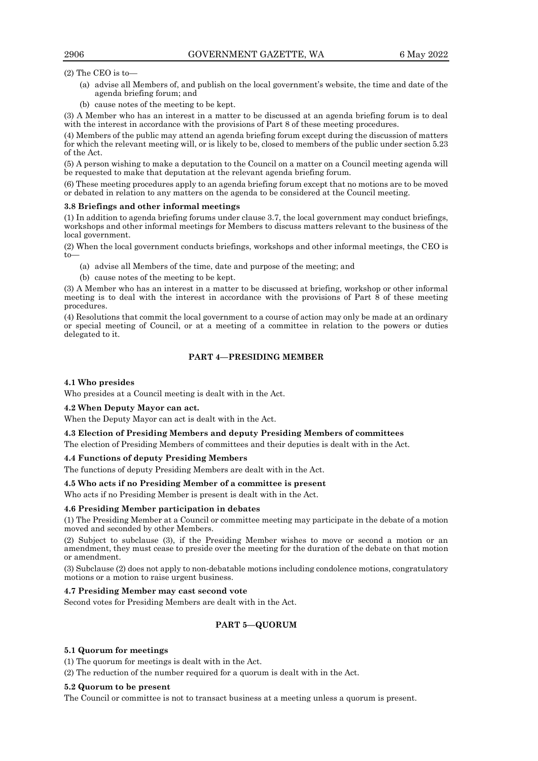(2) The CEO is to—

(a) advise all Members of, and publish on the local government's website, the time and date of the agenda briefing forum; and

(b) cause notes of the meeting to be kept.

(3) A Member who has an interest in a matter to be discussed at an agenda briefing forum is to deal with the interest in accordance with the provisions of Part 8 of these meeting procedures.

(4) Members of the public may attend an agenda briefing forum except during the discussion of matters for which the relevant meeting will, or is likely to be, closed to members of the public under section 5.23 of the Act.

(5) A person wishing to make a deputation to the Council on a matter on a Council meeting agenda will be requested to make that deputation at the relevant agenda briefing forum.

(6) These meeting procedures apply to an agenda briefing forum except that no motions are to be moved or debated in relation to any matters on the agenda to be considered at the Council meeting.

**3.8 Briefings and other informal meetings**

(1) In addition to agenda briefing forums under clause 3.7, the local government may conduct briefings, workshops and other informal meetings for Members to discuss matters relevant to the business of the local government.

(2) When the local government conducts briefings, workshops and other informal meetings, the CEO is to—

(a) advise all Members of the time, date and purpose of the meeting; and

(b) cause notes of the meeting to be kept.

(3) A Member who has an interest in a matter to be discussed at briefing, workshop or other informal meeting is to deal with the interest in accordance with the provisions of Part 8 of these meeting procedures.

(4) Resolutions that commit the local government to a course of action may only be made at an ordinary or special meeting of Council, or at a meeting of a committee in relation to the powers or duties delegated to it.

## PART 4—PRESIDING MEMBER

**4.1 Who presides**

Who presides at a Council meeting is dealt with in the Act.

**4.2 When Deputy Mayor can act.**

When the Deputy Mayor can act is dealt with in the Act.

**4.3 Election of Presiding Members and deputy Presiding Members of committees**

The election of Presiding Members of committees and their deputies is dealt with in the Act.

**4.4 Functions of deputy Presiding Members**

The functions of deputy Presiding Members are dealt with in the Act.

**4.5 Who acts if no Presiding Member of a committee is present**

Who acts if no Presiding Member is present is dealt with in the Act.

**4.6 Presiding Member participation in debates**

(1) The Presiding Member at a Council or committee meeting may participate in the debate of a motion moved and seconded by other Members.

(2) Subject to subclause (3), if the Presiding Member wishes to move or second a motion or an amendment, they must cease to preside over the meeting for the duration of the debate on that motion or amendment.

(3) Subclause (2) does not apply to non-debatable motions including condolence motions, congratulatory motions or a motion to raise urgent business.

**4.7 Presiding Member may cast second vote**

Second votes for Presiding Members are dealt with in the Act.

## PART 5—QUORUM

**5.1 Quorum for meetings**

(1) The quorum for meetings is dealt with in the Act.

(2) The reduction of the number required for a quorum is dealt with in the Act.

**5.2 Quorum to be present**

The Council or committee is not to transact business at a meeting unless a quorum is present.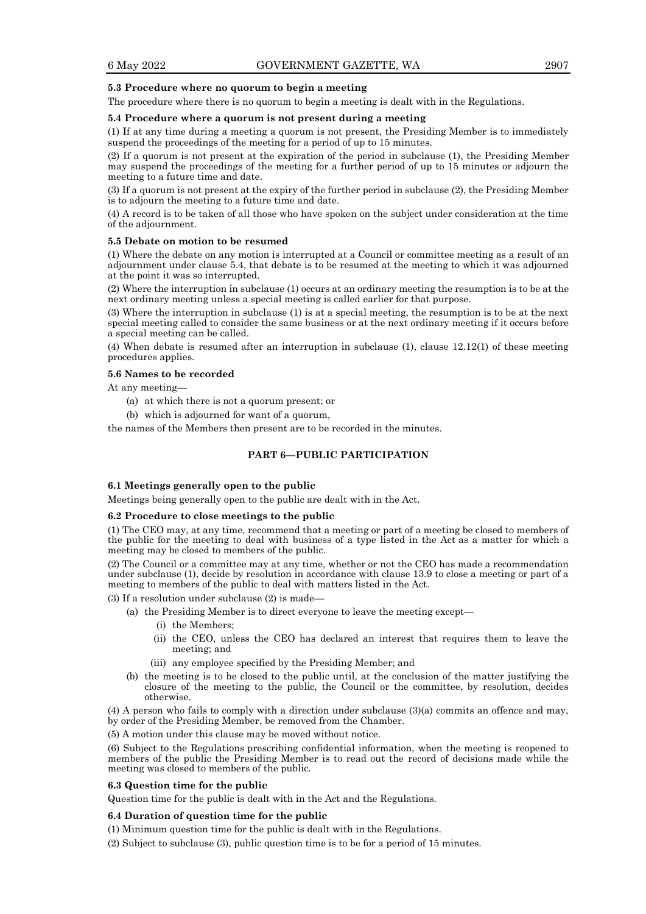**5.3 Procedure where no quorum to begin a meeting**

The procedure where there is no quorum to begin a meeting is dealt with in the Regulations.

**5.4 Procedure where a quorum is not present during a meeting**

(1) If at any time during a meeting a quorum is not present, the Presiding Member is to immediately suspend the proceedings of the meeting for a period of up to 15 minutes.

(2) If a quorum is not present at the expiration of the period in subclause (1), the Presiding Member may suspend the proceedings of the meeting for a further period of up to 15 minutes or adjourn the meeting to a future time and date.

(3) If a quorum is not present at the expiry of the further period in subclause (2), the Presiding Member is to adjourn the meeting to a future time and date.

(4) A record is to be taken of all those who have spoken on the subject under consideration at the time of the adjournment.

**5.5 Debate on motion to be resumed**

(1) Where the debate on any motion is interrupted at a Council or committee meeting as a result of an adjournment under clause 5.4, that debate is to be resumed at the meeting to which it was adjourned at the point it was so interrupted.

(2) Where the interruption in subclause (1) occurs at an ordinary meeting the resumption is to be at the next ordinary meeting unless a special meeting is called earlier for that purpose.

(3) Where the interruption in subclause (1) is at a special meeting, the resumption is to be at the next special meeting called to consider the same business or at the next ordinary meeting if it occurs before a special meeting can be called.

(4) When debate is resumed after an interruption in subclause (1), clause 12.12(1) of these meeting procedures applies.

**5.6 Names to be recorded**

At any meeting—

- (a) at which there is not a quorum present; or
- (b) which is adjourned for want of a quorum,

the names of the Members then present are to be recorded in the minutes.

## PART 6—PUBLIC PARTICIPATION

**6.1 Meetings generally open to the public**

Meetings being generally open to the public are dealt with in the Act.

**6.2 Procedure to close meetings to the public**

(1) The CEO may, at any time, recommend that a meeting or part of a meeting be closed to members of the public for the meeting to deal with business of a type listed in the Act as a matter for which a meeting may be closed to members of the public.

(2) The Council or a committee may at any time, whether or not the CEO has made a recommendation under subclause (1), decide by resolution in accordance with clause 13.9 to close a meeting or part of a meeting to members of the public to deal with matters listed in the Act.

(3) If a resolution under subclause (2) is made—

- (a) the Presiding Member is to direct everyone to leave the meeting except—
  - (i) the Members;
  - (ii) the CEO, unless the CEO has declared an interest that requires them to leave the meeting; and
  - (iii) any employee specified by the Presiding Member; and
- (b) the meeting is to be closed to the public until, at the conclusion of the matter justifying the closure of the meeting to the public, the Council or the committee, by resolution, decides otherwise.

(4) A person who fails to comply with a direction under subclause (3)(a) commits an offence and may, by order of the Presiding Member, be removed from the Chamber.

(5) A motion under this clause may be moved without notice.

(6) Subject to the Regulations prescribing confidential information, when the meeting is reopened to members of the public the Presiding Member is to read out the record of decisions made while the meeting was closed to members of the public.

**6.3 Question time for the public**

Question time for the public is dealt with in the Act and the Regulations.

**6.4 Duration of question time for the public**

(1) Minimum question time for the public is dealt with in the Regulations.

(2) Subject to subclause (3), public question time is to be for a period of 15 minutes.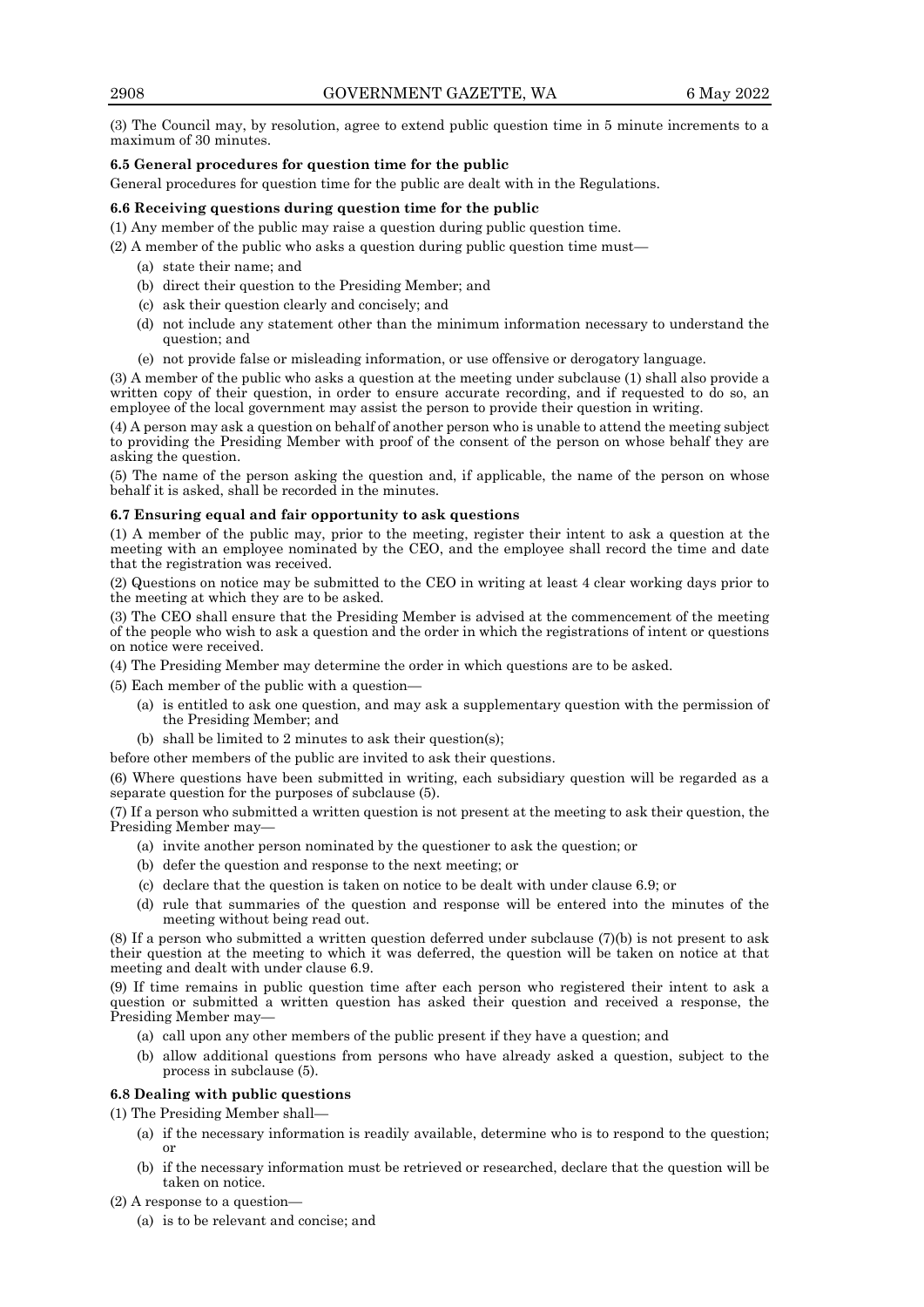(3) The Council may, by resolution, agree to extend public question time in 5 minute increments to a maximum of 30 minutes.

**6.5 General procedures for question time for the public**

General procedures for question time for the public are dealt with in the Regulations.

**6.6 Receiving questions during question time for the public**

(1) Any member of the public may raise a question during public question time.

(2) A member of the public who asks a question during public question time must—

- (a) state their name; and
- (b) direct their question to the Presiding Member; and
- (c) ask their question clearly and concisely; and
- (d) not include any statement other than the minimum information necessary to understand the question; and
- (e) not provide false or misleading information, or use offensive or derogatory language.

(3) A member of the public who asks a question at the meeting under subclause (1) shall also provide a written copy of their question, in order to ensure accurate recording, and if requested to do so, an employee of the local government may assist the person to provide their question in writing.

(4) A person may ask a question on behalf of another person who is unable to attend the meeting subject to providing the Presiding Member with proof of the consent of the person on whose behalf they are asking the question.

(5) The name of the person asking the question and, if applicable, the name of the person on whose behalf it is asked, shall be recorded in the minutes.

**6.7 Ensuring equal and fair opportunity to ask questions**

(1) A member of the public may, prior to the meeting, register their intent to ask a question at the meeting with an employee nominated by the CEO, and the employee shall record the time and date that the registration was received.

(2) Questions on notice may be submitted to the CEO in writing at least 4 clear working days prior to the meeting at which they are to be asked.

(3) The CEO shall ensure that the Presiding Member is advised at the commencement of the meeting of the people who wish to ask a question and the order in which the registrations of intent or questions on notice were received.

(4) The Presiding Member may determine the order in which questions are to be asked.

(5) Each member of the public with a question—

- (a) is entitled to ask one question, and may ask a supplementary question with the permission of the Presiding Member; and
- (b) shall be limited to 2 minutes to ask their question(s);

before other members of the public are invited to ask their questions.

(6) Where questions have been submitted in writing, each subsidiary question will be regarded as a separate question for the purposes of subclause (5).

(7) If a person who submitted a written question is not present at the meeting to ask their question, the Presiding Member may—

- (a) invite another person nominated by the questioner to ask the question; or
- (b) defer the question and response to the next meeting; or
- (c) declare that the question is taken on notice to be dealt with under clause 6.9; or
- (d) rule that summaries of the question and response will be entered into the minutes of the meeting without being read out.

(8) If a person who submitted a written question deferred under subclause (7)(b) is not present to ask their question at the meeting to which it was deferred, the question will be taken on notice at that meeting and dealt with under clause 6.9.

(9) If time remains in public question time after each person who registered their intent to ask a question or submitted a written question has asked their question and received a response, the Presiding Member may—

- (a) call upon any other members of the public present if they have a question; and
- (b) allow additional questions from persons who have already asked a question, subject to the process in subclause (5).

**6.8 Dealing with public questions**

(1) The Presiding Member shall—

- (a) if the necessary information is readily available, determine who is to respond to the question; or
- (b) if the necessary information must be retrieved or researched, declare that the question will be taken on notice.

(2) A response to a question—

- (a) is to be relevant and concise; and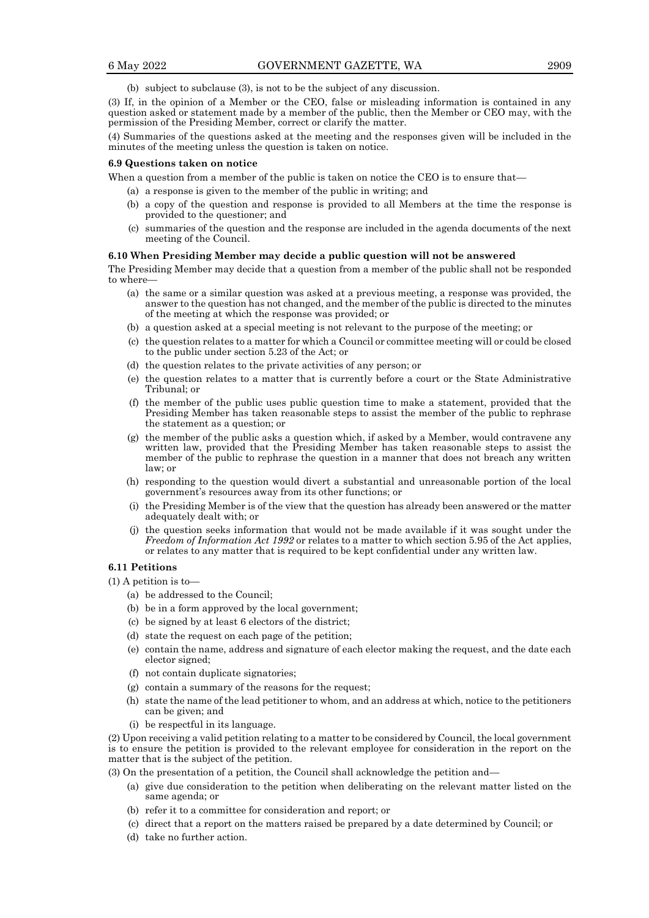(b) subject to subclause (3), is not to be the subject of any discussion.

(3) If, in the opinion of a Member or the CEO, false or misleading information is contained in any question asked or statement made by a member of the public, then the Member or CEO may, with the permission of the Presiding Member, correct or clarify the matter.

(4) Summaries of the questions asked at the meeting and the responses given will be included in the minutes of the meeting unless the question is taken on notice.

**6.9 Questions taken on notice**

When a question from a member of the public is taken on notice the CEO is to ensure that—

(a) a response is given to the member of the public in writing; and

(b) a copy of the question and response is provided to all Members at the time the response is provided to the questioner; and

(c) summaries of the question and the response are included in the agenda documents of the next meeting of the Council.

**6.10 When Presiding Member may decide a public question will not be answered**

The Presiding Member may decide that a question from a member of the public shall not be responded to where—

(a) the same or a similar question was asked at a previous meeting, a response was provided, the answer to the question has not changed, and the member of the public is directed to the minutes of the meeting at which the response was provided; or

(b) a question asked at a special meeting is not relevant to the purpose of the meeting; or

(c) the question relates to a matter for which a Council or committee meeting will or could be closed to the public under section 5.23 of the Act; or

(d) the question relates to the private activities of any person; or

(e) the question relates to a matter that is currently before a court or the State Administrative Tribunal; or

(f) the member of the public uses public question time to make a statement, provided that the Presiding Member has taken reasonable steps to assist the member of the public to rephrase the statement as a question; or

(g) the member of the public asks a question which, if asked by a Member, would contravene any written law, provided that the Presiding Member has taken reasonable steps to assist the member of the public to rephrase the question in a manner that does not breach any written law; or

(h) responding to the question would divert a substantial and unreasonable portion of the local government's resources away from its other functions; or

(i) the Presiding Member is of the view that the question has already been answered or the matter adequately dealt with; or

(j) the question seeks information that would not be made available if it was sought under the *Freedom of Information Act 1992* or relates to a matter to which section 5.95 of the Act applies, or relates to any matter that is required to be kept confidential under any written law.

**6.11 Petitions**

(1) A petition is to—

(a) be addressed to the Council;

(b) be in a form approved by the local government;

(c) be signed by at least 6 electors of the district;

(d) state the request on each page of the petition;

(e) contain the name, address and signature of each elector making the request, and the date each elector signed;

(f) not contain duplicate signatories;

(g) contain a summary of the reasons for the request;

(h) state the name of the lead petitioner to whom, and an address at which, notice to the petitioners can be given; and

(i) be respectful in its language.

(2) Upon receiving a valid petition relating to a matter to be considered by Council, the local government is to ensure the petition is provided to the relevant employee for consideration in the report on the matter that is the subject of the petition.

(3) On the presentation of a petition, the Council shall acknowledge the petition and—

(a) give due consideration to the petition when deliberating on the relevant matter listed on the same agenda; or

(b) refer it to a committee for consideration and report; or

(c) direct that a report on the matters raised be prepared by a date determined by Council; or

(d) take no further action.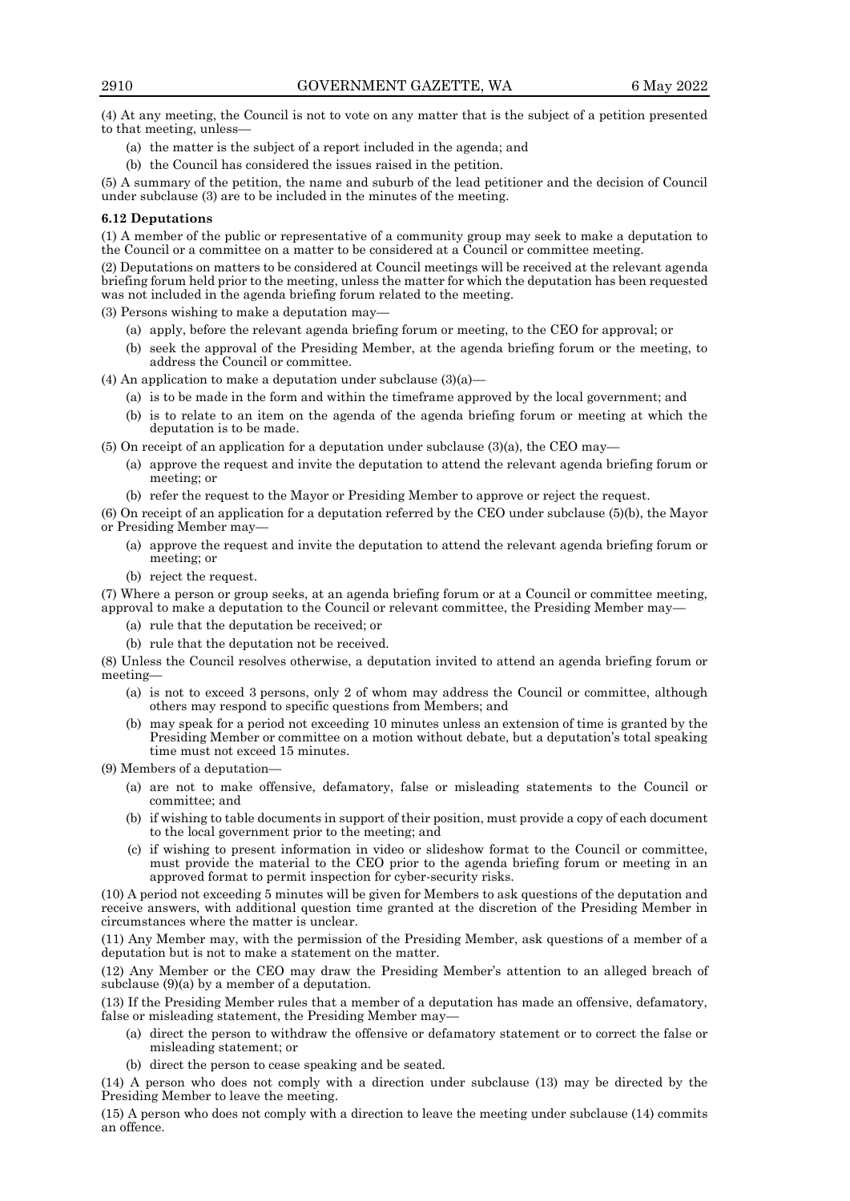(4) At any meeting, the Council is not to vote on any matter that is the subject of a petition presented to that meeting, unless—

(a) the matter is the subject of a report included in the agenda; and

(b) the Council has considered the issues raised in the petition.

(5) A summary of the petition, the name and suburb of the lead petitioner and the decision of Council under subclause (3) are to be included in the minutes of the meeting.

**6.12 Deputations**

(1) A member of the public or representative of a community group may seek to make a deputation to the Council or a committee on a matter to be considered at a Council or committee meeting.

(2) Deputations on matters to be considered at Council meetings will be received at the relevant agenda briefing forum held prior to the meeting, unless the matter for which the deputation has been requested was not included in the agenda briefing forum related to the meeting.

(3) Persons wishing to make a deputation may—

(a) apply, before the relevant agenda briefing forum or meeting, to the CEO for approval; or

(b) seek the approval of the Presiding Member, at the agenda briefing forum or the meeting, to address the Council or committee.

(4) An application to make a deputation under subclause (3)(a)—

(a) is to be made in the form and within the timeframe approved by the local government; and

(b) is to relate to an item on the agenda of the agenda briefing forum or meeting at which the deputation is to be made.

(5) On receipt of an application for a deputation under subclause (3)(a), the CEO may—

(a) approve the request and invite the deputation to attend the relevant agenda briefing forum or meeting; or

(b) refer the request to the Mayor or Presiding Member to approve or reject the request.

(6) On receipt of an application for a deputation referred by the CEO under subclause (5)(b), the Mayor or Presiding Member may—

(a) approve the request and invite the deputation to attend the relevant agenda briefing forum or meeting; or

(b) reject the request.

(7) Where a person or group seeks, at an agenda briefing forum or at a Council or committee meeting, approval to make a deputation to the Council or relevant committee, the Presiding Member may—

(a) rule that the deputation be received; or

(b) rule that the deputation not be received.

(8) Unless the Council resolves otherwise, a deputation invited to attend an agenda briefing forum or meeting—

(a) is not to exceed 3 persons, only 2 of whom may address the Council or committee, although others may respond to specific questions from Members; and

(b) may speak for a period not exceeding 10 minutes unless an extension of time is granted by the Presiding Member or committee on a motion without debate, but a deputation's total speaking time must not exceed 15 minutes.

(9) Members of a deputation—

(a) are not to make offensive, defamatory, false or misleading statements to the Council or committee; and

(b) if wishing to table documents in support of their position, must provide a copy of each document to the local government prior to the meeting; and

(c) if wishing to present information in video or slideshow format to the Council or committee, must provide the material to the CEO prior to the agenda briefing forum or meeting in an approved format to permit inspection for cyber-security risks.

(10) A period not exceeding 5 minutes will be given for Members to ask questions of the deputation and receive answers, with additional question time granted at the discretion of the Presiding Member in circumstances where the matter is unclear.

(11) Any Member may, with the permission of the Presiding Member, ask questions of a member of a deputation but is not to make a statement on the matter.

(12) Any Member or the CEO may draw the Presiding Member's attention to an alleged breach of subclause (9)(a) by a member of a deputation.

(13) If the Presiding Member rules that a member of a deputation has made an offensive, defamatory, false or misleading statement, the Presiding Member may—

(a) direct the person to withdraw the offensive or defamatory statement or to correct the false or misleading statement; or

(b) direct the person to cease speaking and be seated.

(14) A person who does not comply with a direction under subclause (13) may be directed by the Presiding Member to leave the meeting.

(15) A person who does not comply with a direction to leave the meeting under subclause (14) commits an offence.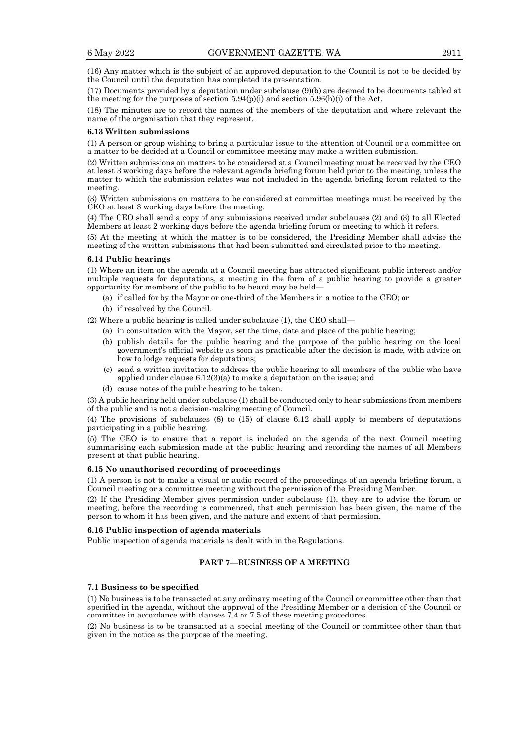(16) Any matter which is the subject of an approved deputation to the Council is not to be decided by the Council until the deputation has completed its presentation.

(17) Documents provided by a deputation under subclause (9)(b) are deemed to be documents tabled at the meeting for the purposes of section 5.94(p)(i) and section 5.96(h)(i) of the Act.

(18) The minutes are to record the names of the members of the deputation and where relevant the name of the organisation that they represent.

**6.13 Written submissions**

(1) A person or group wishing to bring a particular issue to the attention of Council or a committee on a matter to be decided at a Council or committee meeting may make a written submission.

(2) Written submissions on matters to be considered at a Council meeting must be received by the CEO at least 3 working days before the relevant agenda briefing forum held prior to the meeting, unless the matter to which the submission relates was not included in the agenda briefing forum related to the meeting.

(3) Written submissions on matters to be considered at committee meetings must be received by the CEO at least 3 working days before the meeting.

(4) The CEO shall send a copy of any submissions received under subclauses (2) and (3) to all Elected Members at least 2 working days before the agenda briefing forum or meeting to which it refers.

(5) At the meeting at which the matter is to be considered, the Presiding Member shall advise the meeting of the written submissions that had been submitted and circulated prior to the meeting.

**6.14 Public hearings**

(1) Where an item on the agenda at a Council meeting has attracted significant public interest and/or multiple requests for deputations, a meeting in the form of a public hearing to provide a greater opportunity for members of the public to be heard may be held—

- (a) if called for by the Mayor or one-third of the Members in a notice to the CEO; or
- (b) if resolved by the Council.

(2) Where a public hearing is called under subclause (1), the CEO shall—

- (a) in consultation with the Mayor, set the time, date and place of the public hearing;
- (b) publish details for the public hearing and the purpose of the public hearing on the local government's official website as soon as practicable after the decision is made, with advice on how to lodge requests for deputations;
- (c) send a written invitation to address the public hearing to all members of the public who have applied under clause 6.12(3)(a) to make a deputation on the issue; and
- (d) cause notes of the public hearing to be taken.

(3) A public hearing held under subclause (1) shall be conducted only to hear submissions from members of the public and is not a decision-making meeting of Council.

(4) The provisions of subclauses (8) to (15) of clause 6.12 shall apply to members of deputations participating in a public hearing.

(5) The CEO is to ensure that a report is included on the agenda of the next Council meeting summarising each submission made at the public hearing and recording the names of all Members present at that public hearing.

**6.15 No unauthorised recording of proceedings**

(1) A person is not to make a visual or audio record of the proceedings of an agenda briefing forum, a Council meeting or a committee meeting without the permission of the Presiding Member.

(2) If the Presiding Member gives permission under subclause (1), they are to advise the forum or meeting, before the recording is commenced, that such permission has been given, the name of the person to whom it has been given, and the nature and extent of that permission.

**6.16 Public inspection of agenda materials**

Public inspection of agenda materials is dealt with in the Regulations.

## PART 7—BUSINESS OF A MEETING

**7.1 Business to be specified**

(1) No business is to be transacted at any ordinary meeting of the Council or committee other than that specified in the agenda, without the approval of the Presiding Member or a decision of the Council or committee in accordance with clauses 7.4 or 7.5 of these meeting procedures.

(2) No business is to be transacted at a special meeting of the Council or committee other than that given in the notice as the purpose of the meeting.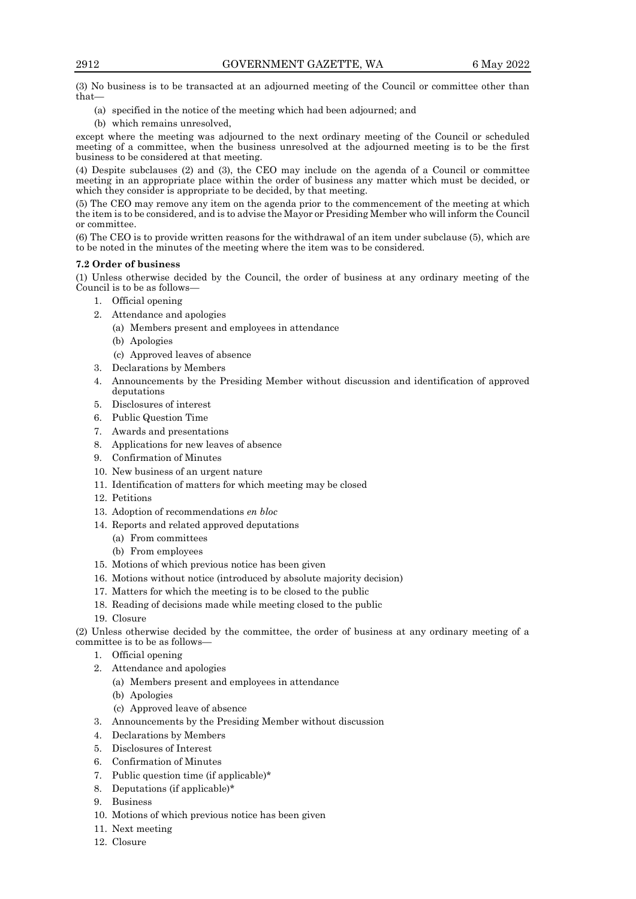(3) No business is to be transacted at an adjourned meeting of the Council or committee other than that—

- (a) specified in the notice of the meeting which had been adjourned; and
- (b) which remains unresolved,

except where the meeting was adjourned to the next ordinary meeting of the Council or scheduled meeting of a committee, when the business unresolved at the adjourned meeting is to be the first business to be considered at that meeting.

(4) Despite subclauses (2) and (3), the CEO may include on the agenda of a Council or committee meeting in an appropriate place within the order of business any matter which must be decided, or which they consider is appropriate to be decided, by that meeting.

(5) The CEO may remove any item on the agenda prior to the commencement of the meeting at which the item is to be considered, and is to advise the Mayor or Presiding Member who will inform the Council or committee.

(6) The CEO is to provide written reasons for the withdrawal of an item under subclause (5), which are to be noted in the minutes of the meeting where the item was to be considered.

**7.2 Order of business**

(1) Unless otherwise decided by the Council, the order of business at any ordinary meeting of the Council is to be as follows—

1. Official opening
2. Attendance and apologies
   - (a) Members present and employees in attendance
   - (b) Apologies
   - (c) Approved leaves of absence
3. Declarations by Members
4. Announcements by the Presiding Member without discussion and identification of approved deputations
5. Disclosures of interest
6. Public Question Time
7. Awards and presentations
8. Applications for new leaves of absence
9. Confirmation of Minutes
10. New business of an urgent nature
11. Identification of matters for which meeting may be closed
12. Petitions
13. Adoption of recommendations *en bloc*
14. Reports and related approved deputations
    - (a) From committees
    - (b) From employees
15. Motions of which previous notice has been given
16. Motions without notice (introduced by absolute majority decision)
17. Matters for which the meeting is to be closed to the public
18. Reading of decisions made while meeting closed to the public
19. Closure

(2) Unless otherwise decided by the committee, the order of business at any ordinary meeting of a committee is to be as follows—

1. Official opening
2. Attendance and apologies
   - (a) Members present and employees in attendance
   - (b) Apologies
   - (c) Approved leave of absence
3. Announcements by the Presiding Member without discussion
4. Declarations by Members
5. Disclosures of Interest
6. Confirmation of Minutes
7. Public question time (if applicable)*
8. Deputations (if applicable)*
9. Business
10. Motions of which previous notice has been given
11. Next meeting
12. Closure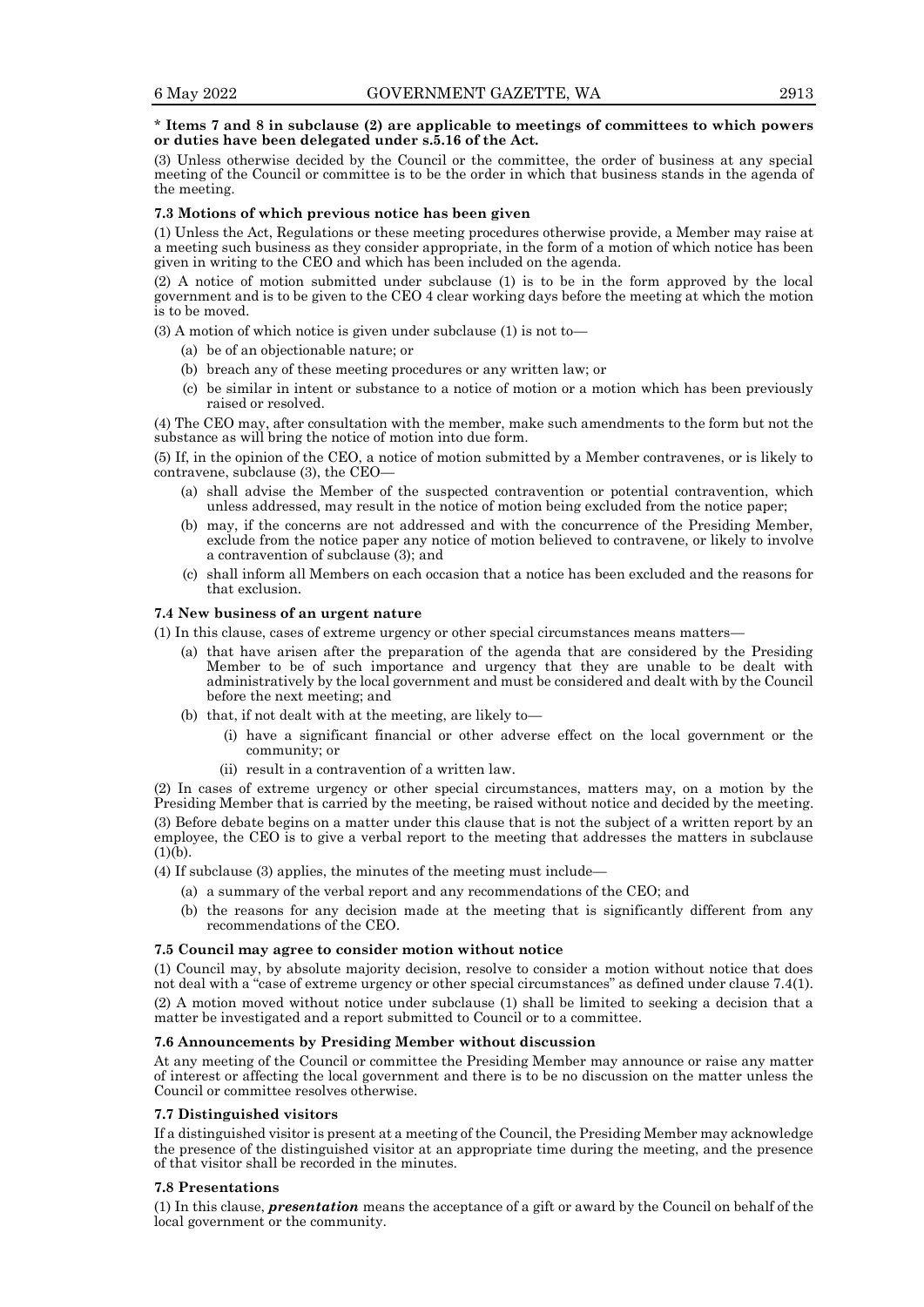**\* Items 7 and 8 in subclause (2) are applicable to meetings of committees to which powers or duties have been delegated under s.5.16 of the Act.**

(3) Unless otherwise decided by the Council or the committee, the order of business at any special meeting of the Council or committee is to be the order in which that business stands in the agenda of the meeting.

### 7.3 Motions of which previous notice has been given

(1) Unless the Act, Regulations or these meeting procedures otherwise provide, a Member may raise at a meeting such business as they consider appropriate, in the form of a motion of which notice has been given in writing to the CEO and which has been included on the agenda.

(2) A notice of motion submitted under subclause (1) is to be in the form approved by the local government and is to be given to the CEO 4 clear working days before the meeting at which the motion is to be moved.

(3) A motion of which notice is given under subclause (1) is not to—

- (a) be of an objectionable nature; or
- (b) breach any of these meeting procedures or any written law; or
- (c) be similar in intent or substance to a notice of motion or a motion which has been previously raised or resolved.

(4) The CEO may, after consultation with the member, make such amendments to the form but not the substance as will bring the notice of motion into due form.

(5) If, in the opinion of the CEO, a notice of motion submitted by a Member contravenes, or is likely to contravene, subclause (3), the CEO—

- (a) shall advise the Member of the suspected contravention or potential contravention, which unless addressed, may result in the notice of motion being excluded from the notice paper;
- (b) may, if the concerns are not addressed and with the concurrence of the Presiding Member, exclude from the notice paper any notice of motion believed to contravene, or likely to involve a contravention of subclause (3); and
- (c) shall inform all Members on each occasion that a notice has been excluded and the reasons for that exclusion.

### 7.4 New business of an urgent nature

(1) In this clause, cases of extreme urgency or other special circumstances means matters—

- (a) that have arisen after the preparation of the agenda that are considered by the Presiding Member to be of such importance and urgency that they are unable to be dealt with administratively by the local government and must be considered and dealt with by the Council before the next meeting; and
- (b) that, if not dealt with at the meeting, are likely to—
  - (i) have a significant financial or other adverse effect on the local government or the community; or
  - (ii) result in a contravention of a written law.

(2) In cases of extreme urgency or other special circumstances, matters may, on a motion by the Presiding Member that is carried by the meeting, be raised without notice and decided by the meeting.

(3) Before debate begins on a matter under this clause that is not the subject of a written report by an employee, the CEO is to give a verbal report to the meeting that addresses the matters in subclause (1)(b).

(4) If subclause (3) applies, the minutes of the meeting must include—

- (a) a summary of the verbal report and any recommendations of the CEO; and
- (b) the reasons for any decision made at the meeting that is significantly different from any recommendations of the CEO.

### 7.5 Council may agree to consider motion without notice

(1) Council may, by absolute majority decision, resolve to consider a motion without notice that does not deal with a "case of extreme urgency or other special circumstances" as defined under clause 7.4(1).

(2) A motion moved without notice under subclause (1) shall be limited to seeking a decision that a matter be investigated and a report submitted to Council or to a committee.

### 7.6 Announcements by Presiding Member without discussion

At any meeting of the Council or committee the Presiding Member may announce or raise any matter of interest or affecting the local government and there is to be no discussion on the matter unless the Council or committee resolves otherwise.

### 7.7 Distinguished visitors

If a distinguished visitor is present at a meeting of the Council, the Presiding Member may acknowledge the presence of the distinguished visitor at an appropriate time during the meeting, and the presence of that visitor shall be recorded in the minutes.

### 7.8 Presentations

(1) In this clause, ***presentation*** means the acceptance of a gift or award by the Council on behalf of the local government or the community.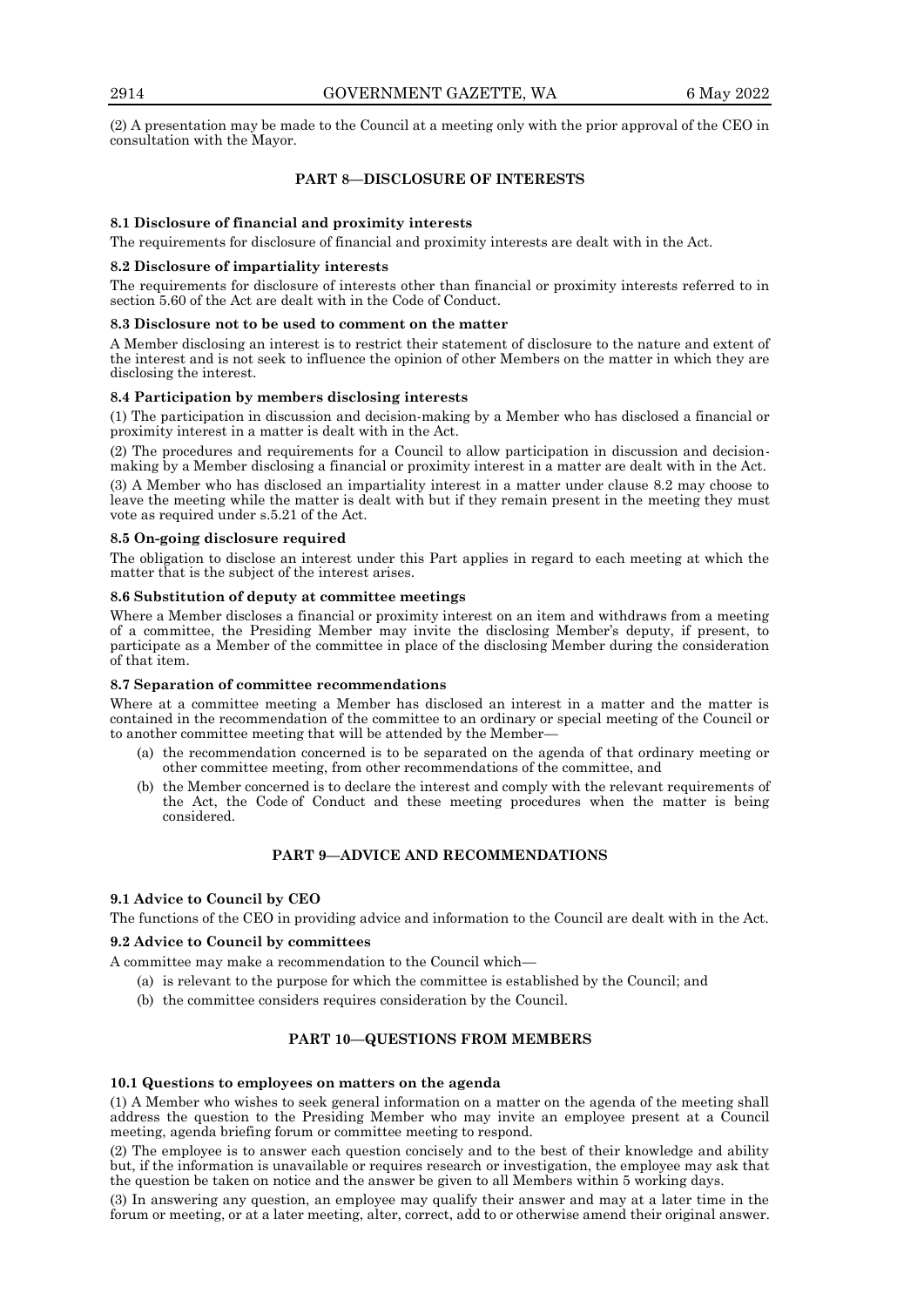(2) A presentation may be made to the Council at a meeting only with the prior approval of the CEO in consultation with the Mayor.

## PART 8—DISCLOSURE OF INTERESTS

### 8.1 Disclosure of financial and proximity interests

The requirements for disclosure of financial and proximity interests are dealt with in the Act.

### 8.2 Disclosure of impartiality interests

The requirements for disclosure of interests other than financial or proximity interests referred to in section 5.60 of the Act are dealt with in the Code of Conduct.

### 8.3 Disclosure not to be used to comment on the matter

A Member disclosing an interest is to restrict their statement of disclosure to the nature and extent of the interest and is not seek to influence the opinion of other Members on the matter in which they are disclosing the interest.

### 8.4 Participation by members disclosing interests

(1) The participation in discussion and decision-making by a Member who has disclosed a financial or proximity interest in a matter is dealt with in the Act.

(2) The procedures and requirements for a Council to allow participation in discussion and decision-making by a Member disclosing a financial or proximity interest in a matter are dealt with in the Act.

(3) A Member who has disclosed an impartiality interest in a matter under clause 8.2 may choose to leave the meeting while the matter is dealt with but if they remain present in the meeting they must vote as required under s.5.21 of the Act.

### 8.5 On-going disclosure required

The obligation to disclose an interest under this Part applies in regard to each meeting at which the matter that is the subject of the interest arises.

### 8.6 Substitution of deputy at committee meetings

Where a Member discloses a financial or proximity interest on an item and withdraws from a meeting of a committee, the Presiding Member may invite the disclosing Member's deputy, if present, to participate as a Member of the committee in place of the disclosing Member during the consideration of that item.

### 8.7 Separation of committee recommendations

Where at a committee meeting a Member has disclosed an interest in a matter and the matter is contained in the recommendation of the committee to an ordinary or special meeting of the Council or to another committee meeting that will be attended by the Member—

- (a) the recommendation concerned is to be separated on the agenda of that ordinary meeting or other committee meeting, from other recommendations of the committee, and
- (b) the Member concerned is to declare the interest and comply with the relevant requirements of the Act, the Code of Conduct and these meeting procedures when the matter is being considered.

## PART 9—ADVICE AND RECOMMENDATIONS

### 9.1 Advice to Council by CEO

The functions of the CEO in providing advice and information to the Council are dealt with in the Act.

### 9.2 Advice to Council by committees

A committee may make a recommendation to the Council which—

- (a) is relevant to the purpose for which the committee is established by the Council; and
- (b) the committee considers requires consideration by the Council.

## PART 10—QUESTIONS FROM MEMBERS

### 10.1 Questions to employees on matters on the agenda

(1) A Member who wishes to seek general information on a matter on the agenda of the meeting shall address the question to the Presiding Member who may invite an employee present at a Council meeting, agenda briefing forum or committee meeting to respond.

(2) The employee is to answer each question concisely and to the best of their knowledge and ability but, if the information is unavailable or requires research or investigation, the employee may ask that the question be taken on notice and the answer be given to all Members within 5 working days.

(3) In answering any question, an employee may qualify their answer and may at a later time in the forum or meeting, or at a later meeting, alter, correct, add to or otherwise amend their original answer.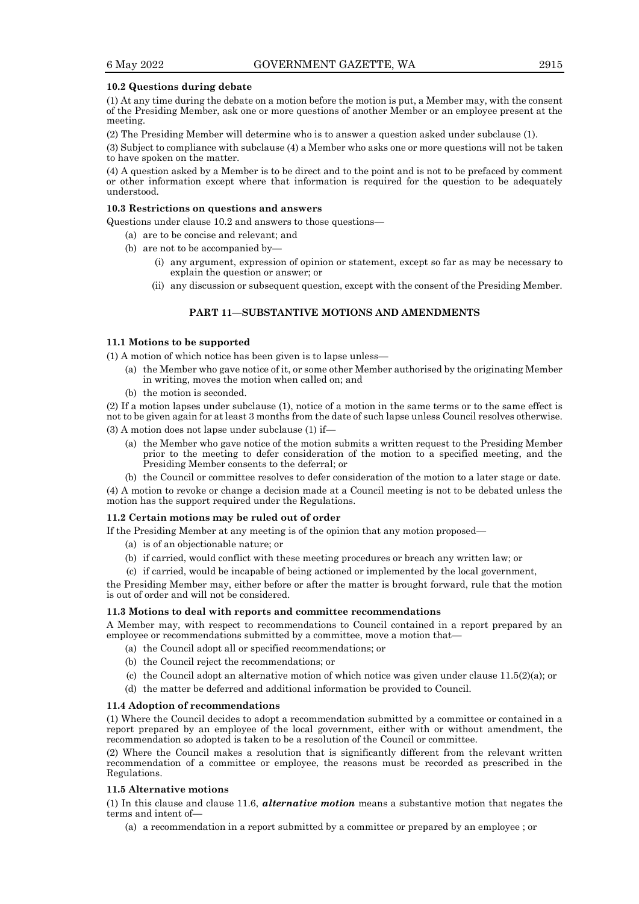### 10.2 Questions during debate

(1) At any time during the debate on a motion before the motion is put, a Member may, with the consent of the Presiding Member, ask one or more questions of another Member or an employee present at the meeting.

(2) The Presiding Member will determine who is to answer a question asked under subclause (1).

(3) Subject to compliance with subclause (4) a Member who asks one or more questions will not be taken to have spoken on the matter.

(4) A question asked by a Member is to be direct and to the point and is not to be prefaced by comment or other information except where that information is required for the question to be adequately understood.

### 10.3 Restrictions on questions and answers

Questions under clause 10.2 and answers to those questions—

- (a) are to be concise and relevant; and
- (b) are not to be accompanied by—
  - (i) any argument, expression of opinion or statement, except so far as may be necessary to explain the question or answer; or
  - (ii) any discussion or subsequent question, except with the consent of the Presiding Member.

## PART 11—SUBSTANTIVE MOTIONS AND AMENDMENTS

### 11.1 Motions to be supported

(1) A motion of which notice has been given is to lapse unless—

- (a) the Member who gave notice of it, or some other Member authorised by the originating Member in writing, moves the motion when called on; and
- (b) the motion is seconded.

(2) If a motion lapses under subclause (1), notice of a motion in the same terms or to the same effect is not to be given again for at least 3 months from the date of such lapse unless Council resolves otherwise.

(3) A motion does not lapse under subclause (1) if—

- (a) the Member who gave notice of the motion submits a written request to the Presiding Member prior to the meeting to defer consideration of the motion to a specified meeting, and the Presiding Member consents to the deferral; or
- (b) the Council or committee resolves to defer consideration of the motion to a later stage or date.

(4) A motion to revoke or change a decision made at a Council meeting is not to be debated unless the motion has the support required under the Regulations.

### 11.2 Certain motions may be ruled out of order

If the Presiding Member at any meeting is of the opinion that any motion proposed—

- (a) is of an objectionable nature; or
- (b) if carried, would conflict with these meeting procedures or breach any written law; or
- (c) if carried, would be incapable of being actioned or implemented by the local government,

the Presiding Member may, either before or after the matter is brought forward, rule that the motion is out of order and will not be considered.

### 11.3 Motions to deal with reports and committee recommendations

A Member may, with respect to recommendations to Council contained in a report prepared by an employee or recommendations submitted by a committee, move a motion that—

- (a) the Council adopt all or specified recommendations; or
- (b) the Council reject the recommendations; or
- (c) the Council adopt an alternative motion of which notice was given under clause 11.5(2)(a); or
- (d) the matter be deferred and additional information be provided to Council.

### 11.4 Adoption of recommendations

(1) Where the Council decides to adopt a recommendation submitted by a committee or contained in a report prepared by an employee of the local government, either with or without amendment, the recommendation so adopted is taken to be a resolution of the Council or committee.

(2) Where the Council makes a resolution that is significantly different from the relevant written recommendation of a committee or employee, the reasons must be recorded as prescribed in the Regulations.

### 11.5 Alternative motions

(1) In this clause and clause 11.6, ***alternative motion*** means a substantive motion that negates the terms and intent of—

- (a) a recommendation in a report submitted by a committee or prepared by an employee ; or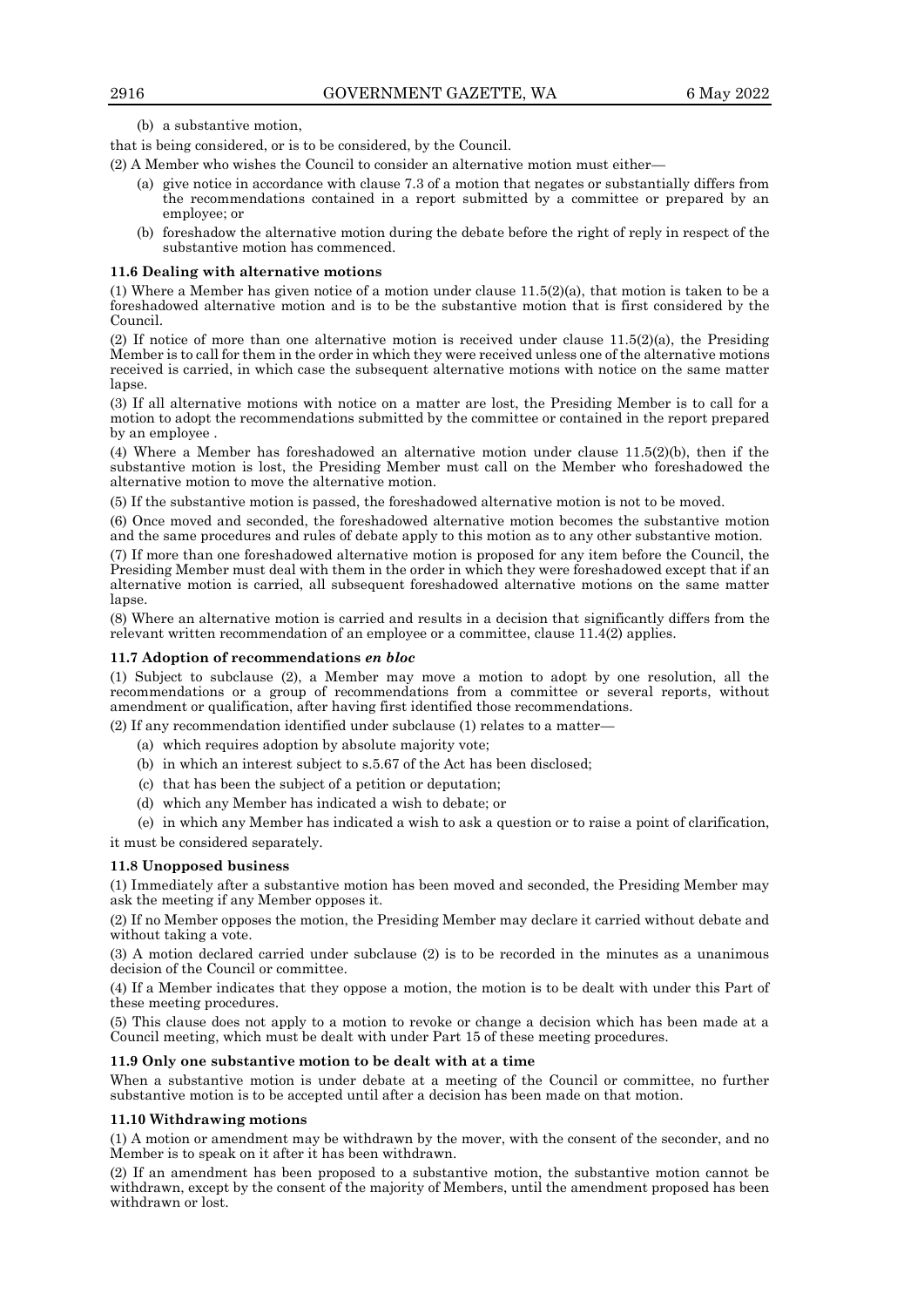(b) a substantive motion,

that is being considered, or is to be considered, by the Council.

(2) A Member who wishes the Council to consider an alternative motion must either—

- (a) give notice in accordance with clause 7.3 of a motion that negates or substantially differs from the recommendations contained in a report submitted by a committee or prepared by an employee; or
- (b) foreshadow the alternative motion during the debate before the right of reply in respect of the substantive motion has commenced.

#### 11.6 Dealing with alternative motions

(1) Where a Member has given notice of a motion under clause 11.5(2)(a), that motion is taken to be a foreshadowed alternative motion and is to be the substantive motion that is first considered by the Council.

(2) If notice of more than one alternative motion is received under clause 11.5(2)(a), the Presiding Member is to call for them in the order in which they were received unless one of the alternative motions received is carried, in which case the subsequent alternative motions with notice on the same matter lapse.

(3) If all alternative motions with notice on a matter are lost, the Presiding Member is to call for a motion to adopt the recommendations submitted by the committee or contained in the report prepared by an employee .

(4) Where a Member has foreshadowed an alternative motion under clause 11.5(2)(b), then if the substantive motion is lost, the Presiding Member must call on the Member who foreshadowed the alternative motion to move the alternative motion.

(5) If the substantive motion is passed, the foreshadowed alternative motion is not to be moved.

(6) Once moved and seconded, the foreshadowed alternative motion becomes the substantive motion and the same procedures and rules of debate apply to this motion as to any other substantive motion.

(7) If more than one foreshadowed alternative motion is proposed for any item before the Council, the Presiding Member must deal with them in the order in which they were foreshadowed except that if an alternative motion is carried, all subsequent foreshadowed alternative motions on the same matter lapse.

(8) Where an alternative motion is carried and results in a decision that significantly differs from the relevant written recommendation of an employee or a committee, clause 11.4(2) applies.

#### 11.7 Adoption of recommendations *en bloc*

(1) Subject to subclause (2), a Member may move a motion to adopt by one resolution, all the recommendations or a group of recommendations from a committee or several reports, without amendment or qualification, after having first identified those recommendations.

(2) If any recommendation identified under subclause (1) relates to a matter—

- (a) which requires adoption by absolute majority vote;
- (b) in which an interest subject to s.5.67 of the Act has been disclosed;
- (c) that has been the subject of a petition or deputation;
- (d) which any Member has indicated a wish to debate; or
- (e) in which any Member has indicated a wish to ask a question or to raise a point of clarification,

it must be considered separately.

#### 11.8 Unopposed business

(1) Immediately after a substantive motion has been moved and seconded, the Presiding Member may ask the meeting if any Member opposes it.

(2) If no Member opposes the motion, the Presiding Member may declare it carried without debate and without taking a vote.

(3) A motion declared carried under subclause (2) is to be recorded in the minutes as a unanimous decision of the Council or committee.

(4) If a Member indicates that they oppose a motion, the motion is to be dealt with under this Part of these meeting procedures.

(5) This clause does not apply to a motion to revoke or change a decision which has been made at a Council meeting, which must be dealt with under Part 15 of these meeting procedures.

#### 11.9 Only one substantive motion to be dealt with at a time

When a substantive motion is under debate at a meeting of the Council or committee, no further substantive motion is to be accepted until after a decision has been made on that motion.

#### 11.10 Withdrawing motions

(1) A motion or amendment may be withdrawn by the mover, with the consent of the seconder, and no Member is to speak on it after it has been withdrawn.

(2) If an amendment has been proposed to a substantive motion, the substantive motion cannot be withdrawn, except by the consent of the majority of Members, until the amendment proposed has been withdrawn or lost.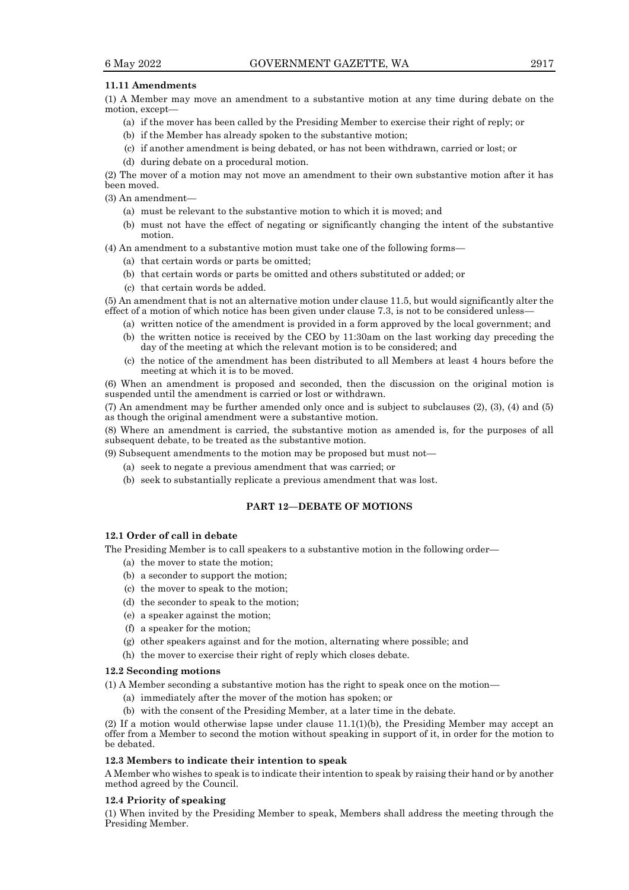**11.11 Amendments**

(1) A Member may move an amendment to a substantive motion at any time during debate on the motion, except—

(a) if the mover has been called by the Presiding Member to exercise their right of reply; or

(b) if the Member has already spoken to the substantive motion;

(c) if another amendment is being debated, or has not been withdrawn, carried or lost; or

(d) during debate on a procedural motion.

(2) The mover of a motion may not move an amendment to their own substantive motion after it has been moved.

(3) An amendment—

(a) must be relevant to the substantive motion to which it is moved; and

(b) must not have the effect of negating or significantly changing the intent of the substantive motion.

(4) An amendment to a substantive motion must take one of the following forms—

(a) that certain words or parts be omitted;

(b) that certain words or parts be omitted and others substituted or added; or

(c) that certain words be added.

(5) An amendment that is not an alternative motion under clause 11.5, but would significantly alter the effect of a motion of which notice has been given under clause 7.3, is not to be considered unless—

(a) written notice of the amendment is provided in a form approved by the local government; and

(b) the written notice is received by the CEO by 11:30am on the last working day preceding the day of the meeting at which the relevant motion is to be considered; and

(c) the notice of the amendment has been distributed to all Members at least 4 hours before the meeting at which it is to be moved.

(6) When an amendment is proposed and seconded, then the discussion on the original motion is suspended until the amendment is carried or lost or withdrawn.

(7) An amendment may be further amended only once and is subject to subclauses (2), (3), (4) and (5) as though the original amendment were a substantive motion.

(8) Where an amendment is carried, the substantive motion as amended is, for the purposes of all subsequent debate, to be treated as the substantive motion.

(9) Subsequent amendments to the motion may be proposed but must not—

(a) seek to negate a previous amendment that was carried; or

(b) seek to substantially replicate a previous amendment that was lost.

## PART 12—DEBATE OF MOTIONS

**12.1 Order of call in debate**

The Presiding Member is to call speakers to a substantive motion in the following order—

(a) the mover to state the motion;

(b) a seconder to support the motion;

(c) the mover to speak to the motion;

(d) the seconder to speak to the motion;

(e) a speaker against the motion;

(f) a speaker for the motion;

(g) other speakers against and for the motion, alternating where possible; and

(h) the mover to exercise their right of reply which closes debate.

**12.2 Seconding motions**

(1) A Member seconding a substantive motion has the right to speak once on the motion—

(a) immediately after the mover of the motion has spoken; or

(b) with the consent of the Presiding Member, at a later time in the debate.

(2) If a motion would otherwise lapse under clause 11.1(1)(b), the Presiding Member may accept an offer from a Member to second the motion without speaking in support of it, in order for the motion to be debated.

**12.3 Members to indicate their intention to speak**

A Member who wishes to speak is to indicate their intention to speak by raising their hand or by another method agreed by the Council.

**12.4 Priority of speaking**

(1) When invited by the Presiding Member to speak, Members shall address the meeting through the Presiding Member.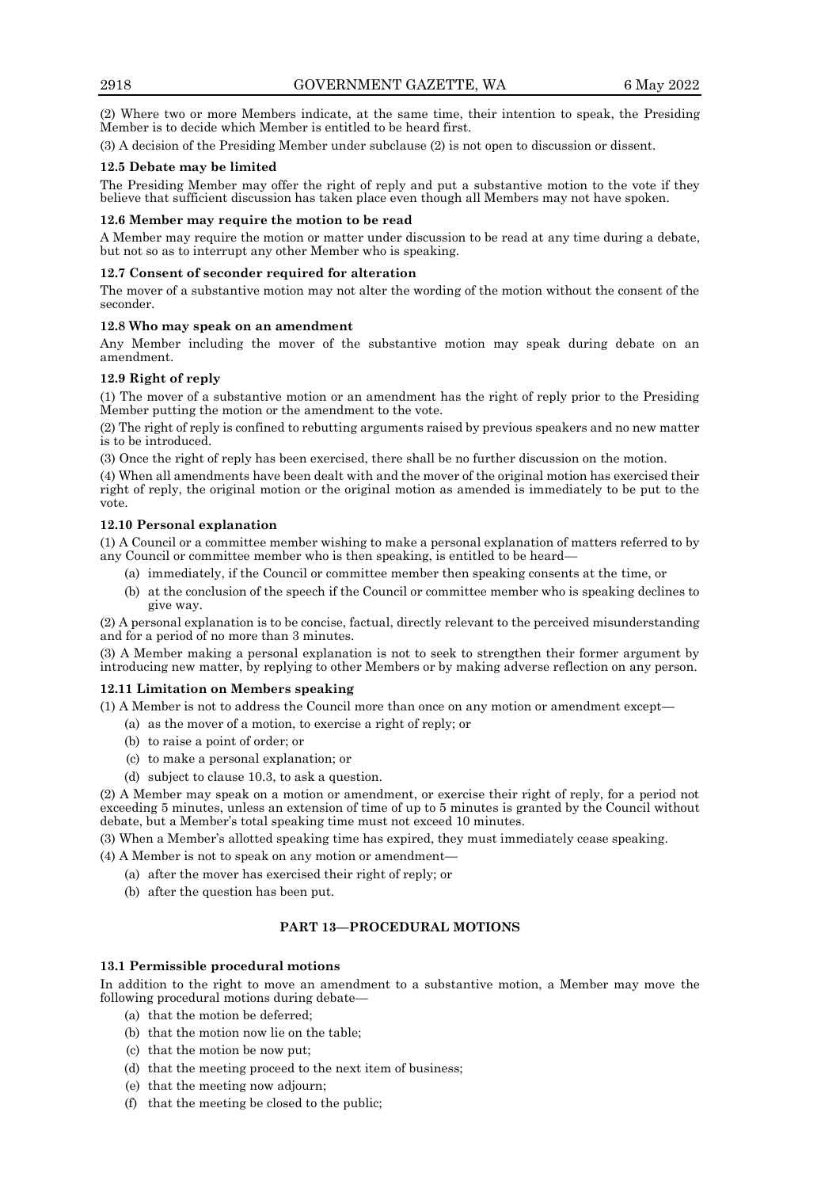(2) Where two or more Members indicate, at the same time, their intention to speak, the Presiding Member is to decide which Member is entitled to be heard first.

(3) A decision of the Presiding Member under subclause (2) is not open to discussion or dissent.

**12.5 Debate may be limited**

The Presiding Member may offer the right of reply and put a substantive motion to the vote if they believe that sufficient discussion has taken place even though all Members may not have spoken.

**12.6 Member may require the motion to be read**

A Member may require the motion or matter under discussion to be read at any time during a debate, but not so as to interrupt any other Member who is speaking.

**12.7 Consent of seconder required for alteration**

The mover of a substantive motion may not alter the wording of the motion without the consent of the seconder.

**12.8 Who may speak on an amendment**

Any Member including the mover of the substantive motion may speak during debate on an amendment.

**12.9 Right of reply**

(1) The mover of a substantive motion or an amendment has the right of reply prior to the Presiding Member putting the motion or the amendment to the vote.

(2) The right of reply is confined to rebutting arguments raised by previous speakers and no new matter is to be introduced.

(3) Once the right of reply has been exercised, there shall be no further discussion on the motion.

(4) When all amendments have been dealt with and the mover of the original motion has exercised their right of reply, the original motion or the original motion as amended is immediately to be put to the vote.

**12.10 Personal explanation**

(1) A Council or a committee member wishing to make a personal explanation of matters referred to by any Council or committee member who is then speaking, is entitled to be heard—

- (a) immediately, if the Council or committee member then speaking consents at the time, or
- (b) at the conclusion of the speech if the Council or committee member who is speaking declines to give way.

(2) A personal explanation is to be concise, factual, directly relevant to the perceived misunderstanding and for a period of no more than 3 minutes.

(3) A Member making a personal explanation is not to seek to strengthen their former argument by introducing new matter, by replying to other Members or by making adverse reflection on any person.

**12.11 Limitation on Members speaking**

(1) A Member is not to address the Council more than once on any motion or amendment except—

- (a) as the mover of a motion, to exercise a right of reply; or
- (b) to raise a point of order; or
- (c) to make a personal explanation; or
- (d) subject to clause 10.3, to ask a question.

(2) A Member may speak on a motion or amendment, or exercise their right of reply, for a period not exceeding 5 minutes, unless an extension of time of up to 5 minutes is granted by the Council without debate, but a Member's total speaking time must not exceed 10 minutes.

(3) When a Member's allotted speaking time has expired, they must immediately cease speaking.

(4) A Member is not to speak on any motion or amendment—

- (a) after the mover has exercised their right of reply; or
- (b) after the question has been put.

## PART 13—PROCEDURAL MOTIONS

**13.1 Permissible procedural motions**

In addition to the right to move an amendment to a substantive motion, a Member may move the following procedural motions during debate—

- (a) that the motion be deferred;
- (b) that the motion now lie on the table;
- (c) that the motion be now put;
- (d) that the meeting proceed to the next item of business;
- (e) that the meeting now adjourn;
- (f) that the meeting be closed to the public;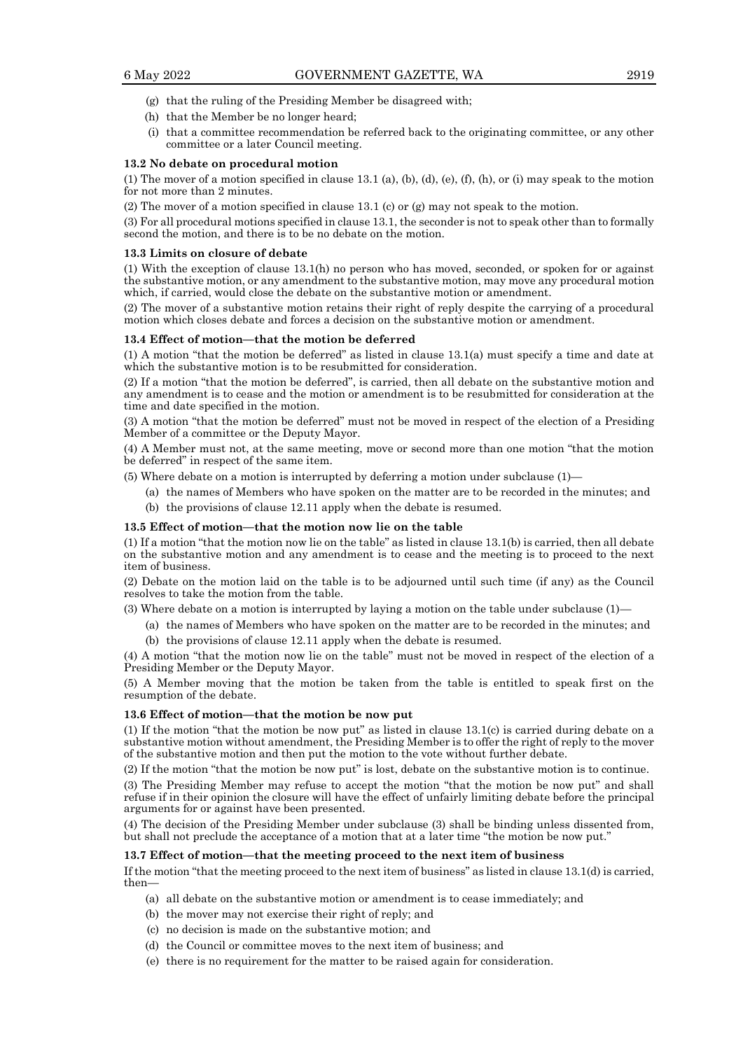(g) that the ruling of the Presiding Member be disagreed with;

(h) that the Member be no longer heard;

(i) that a committee recommendation be referred back to the originating committee, or any other committee or a later Council meeting.

**13.2 No debate on procedural motion**

(1) The mover of a motion specified in clause 13.1 (a), (b), (d), (e), (f), (h), or (i) may speak to the motion for not more than 2 minutes.

(2) The mover of a motion specified in clause 13.1 (c) or (g) may not speak to the motion.

(3) For all procedural motions specified in clause 13.1, the seconder is not to speak other than to formally second the motion, and there is to be no debate on the motion.

**13.3 Limits on closure of debate**

(1) With the exception of clause 13.1(h) no person who has moved, seconded, or spoken for or against the substantive motion, or any amendment to the substantive motion, may move any procedural motion which, if carried, would close the debate on the substantive motion or amendment.

(2) The mover of a substantive motion retains their right of reply despite the carrying of a procedural motion which closes debate and forces a decision on the substantive motion or amendment.

**13.4 Effect of motion—that the motion be deferred**

(1) A motion "that the motion be deferred" as listed in clause 13.1(a) must specify a time and date at which the substantive motion is to be resubmitted for consideration.

(2) If a motion "that the motion be deferred", is carried, then all debate on the substantive motion and any amendment is to cease and the motion or amendment is to be resubmitted for consideration at the time and date specified in the motion.

(3) A motion "that the motion be deferred" must not be moved in respect of the election of a Presiding Member of a committee or the Deputy Mayor.

(4) A Member must not, at the same meeting, move or second more than one motion "that the motion be deferred" in respect of the same item.

(5) Where debate on a motion is interrupted by deferring a motion under subclause (1)—

(a) the names of Members who have spoken on the matter are to be recorded in the minutes; and

(b) the provisions of clause 12.11 apply when the debate is resumed.

**13.5 Effect of motion—that the motion now lie on the table**

(1) If a motion "that the motion now lie on the table" as listed in clause 13.1(b) is carried, then all debate on the substantive motion and any amendment is to cease and the meeting is to proceed to the next item of business.

(2) Debate on the motion laid on the table is to be adjourned until such time (if any) as the Council resolves to take the motion from the table.

(3) Where debate on a motion is interrupted by laying a motion on the table under subclause (1)—

(a) the names of Members who have spoken on the matter are to be recorded in the minutes; and

(b) the provisions of clause 12.11 apply when the debate is resumed.

(4) A motion "that the motion now lie on the table" must not be moved in respect of the election of a Presiding Member or the Deputy Mayor.

(5) A Member moving that the motion be taken from the table is entitled to speak first on the resumption of the debate.

**13.6 Effect of motion—that the motion be now put**

(1) If the motion "that the motion be now put" as listed in clause 13.1(c) is carried during debate on a substantive motion without amendment, the Presiding Member is to offer the right of reply to the mover of the substantive motion and then put the motion to the vote without further debate.

(2) If the motion "that the motion be now put" is lost, debate on the substantive motion is to continue.

(3) The Presiding Member may refuse to accept the motion "that the motion be now put" and shall refuse if in their opinion the closure will have the effect of unfairly limiting debate before the principal arguments for or against have been presented.

(4) The decision of the Presiding Member under subclause (3) shall be binding unless dissented from, but shall not preclude the acceptance of a motion that at a later time "the motion be now put."

**13.7 Effect of motion—that the meeting proceed to the next item of business**

If the motion "that the meeting proceed to the next item of business" as listed in clause 13.1(d) is carried, then—

(a) all debate on the substantive motion or amendment is to cease immediately; and

(b) the mover may not exercise their right of reply; and

(c) no decision is made on the substantive motion; and

(d) the Council or committee moves to the next item of business; and

(e) there is no requirement for the matter to be raised again for consideration.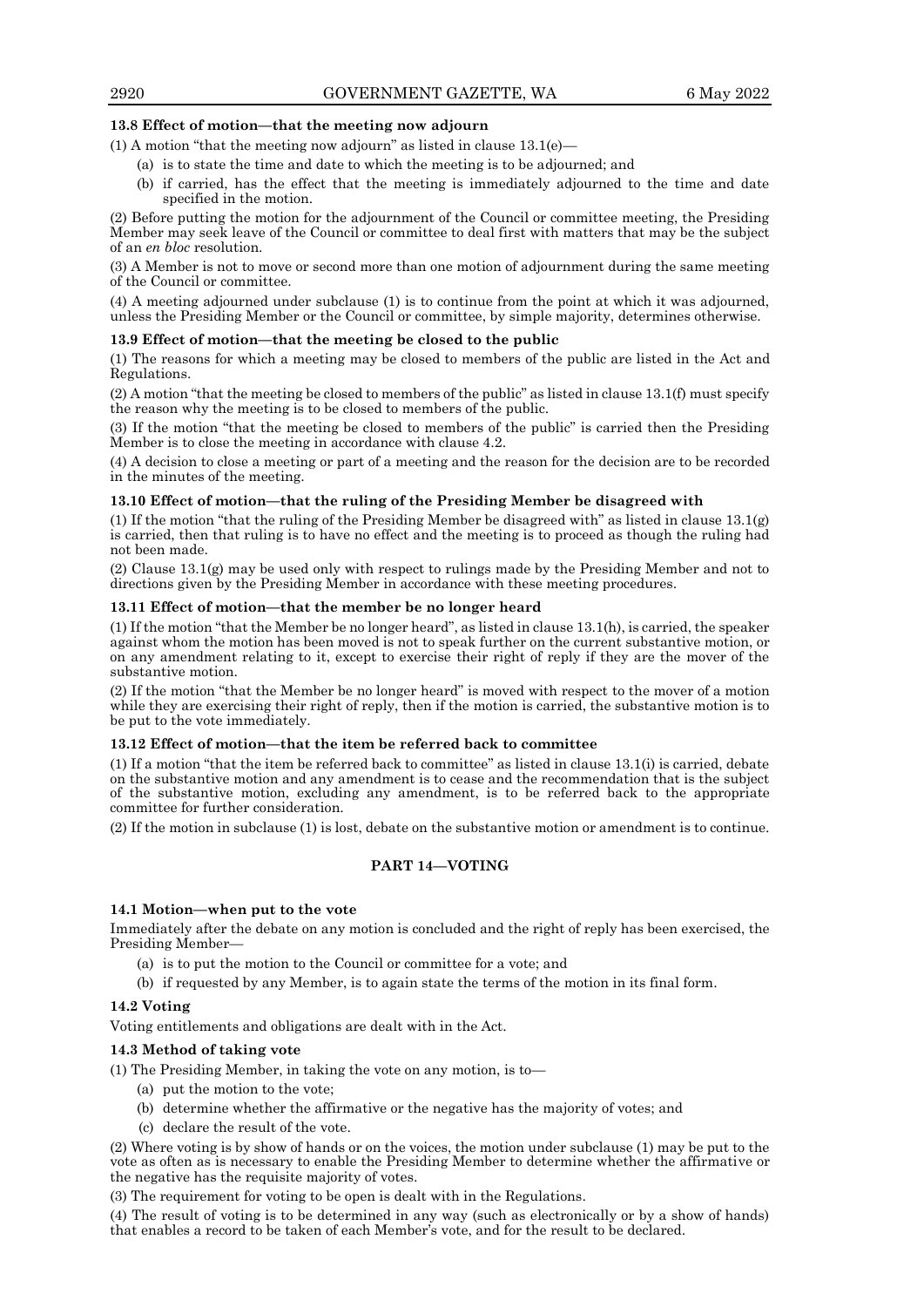**13.8 Effect of motion—that the meeting now adjourn**

(1) A motion "that the meeting now adjourn" as listed in clause 13.1(e)—

- (a) is to state the time and date to which the meeting is to be adjourned; and
- (b) if carried, has the effect that the meeting is immediately adjourned to the time and date specified in the motion.

(2) Before putting the motion for the adjournment of the Council or committee meeting, the Presiding Member may seek leave of the Council or committee to deal first with matters that may be the subject of an *en bloc* resolution.

(3) A Member is not to move or second more than one motion of adjournment during the same meeting of the Council or committee.

(4) A meeting adjourned under subclause (1) is to continue from the point at which it was adjourned, unless the Presiding Member or the Council or committee, by simple majority, determines otherwise.

**13.9 Effect of motion—that the meeting be closed to the public**

(1) The reasons for which a meeting may be closed to members of the public are listed in the Act and Regulations.

(2) A motion "that the meeting be closed to members of the public" as listed in clause 13.1(f) must specify the reason why the meeting is to be closed to members of the public.

(3) If the motion "that the meeting be closed to members of the public" is carried then the Presiding Member is to close the meeting in accordance with clause 4.2.

(4) A decision to close a meeting or part of a meeting and the reason for the decision are to be recorded in the minutes of the meeting.

**13.10 Effect of motion—that the ruling of the Presiding Member be disagreed with**

(1) If the motion "that the ruling of the Presiding Member be disagreed with" as listed in clause 13.1(g) is carried, then that ruling is to have no effect and the meeting is to proceed as though the ruling had not been made.

(2) Clause 13.1(g) may be used only with respect to rulings made by the Presiding Member and not to directions given by the Presiding Member in accordance with these meeting procedures.

**13.11 Effect of motion—that the member be no longer heard**

(1) If the motion "that the Member be no longer heard", as listed in clause 13.1(h), is carried, the speaker against whom the motion has been moved is not to speak further on the current substantive motion, or on any amendment relating to it, except to exercise their right of reply if they are the mover of the substantive motion.

(2) If the motion "that the Member be no longer heard" is moved with respect to the mover of a motion while they are exercising their right of reply, then if the motion is carried, the substantive motion is to be put to the vote immediately.

**13.12 Effect of motion—that the item be referred back to committee**

(1) If a motion "that the item be referred back to committee" as listed in clause 13.1(i) is carried, debate on the substantive motion and any amendment is to cease and the recommendation that is the subject of the substantive motion, excluding any amendment, is to be referred back to the appropriate committee for further consideration.

(2) If the motion in subclause (1) is lost, debate on the substantive motion or amendment is to continue.

## PART 14—VOTING

**14.1 Motion—when put to the vote**

Immediately after the debate on any motion is concluded and the right of reply has been exercised, the Presiding Member—

- (a) is to put the motion to the Council or committee for a vote; and
- (b) if requested by any Member, is to again state the terms of the motion in its final form.

**14.2 Voting**

Voting entitlements and obligations are dealt with in the Act.

**14.3 Method of taking vote**

(1) The Presiding Member, in taking the vote on any motion, is to—

- (a) put the motion to the vote;
- (b) determine whether the affirmative or the negative has the majority of votes; and
- (c) declare the result of the vote.

(2) Where voting is by show of hands or on the voices, the motion under subclause (1) may be put to the vote as often as is necessary to enable the Presiding Member to determine whether the affirmative or the negative has the requisite majority of votes.

(3) The requirement for voting to be open is dealt with in the Regulations.

(4) The result of voting is to be determined in any way (such as electronically or by a show of hands) that enables a record to be taken of each Member's vote, and for the result to be declared.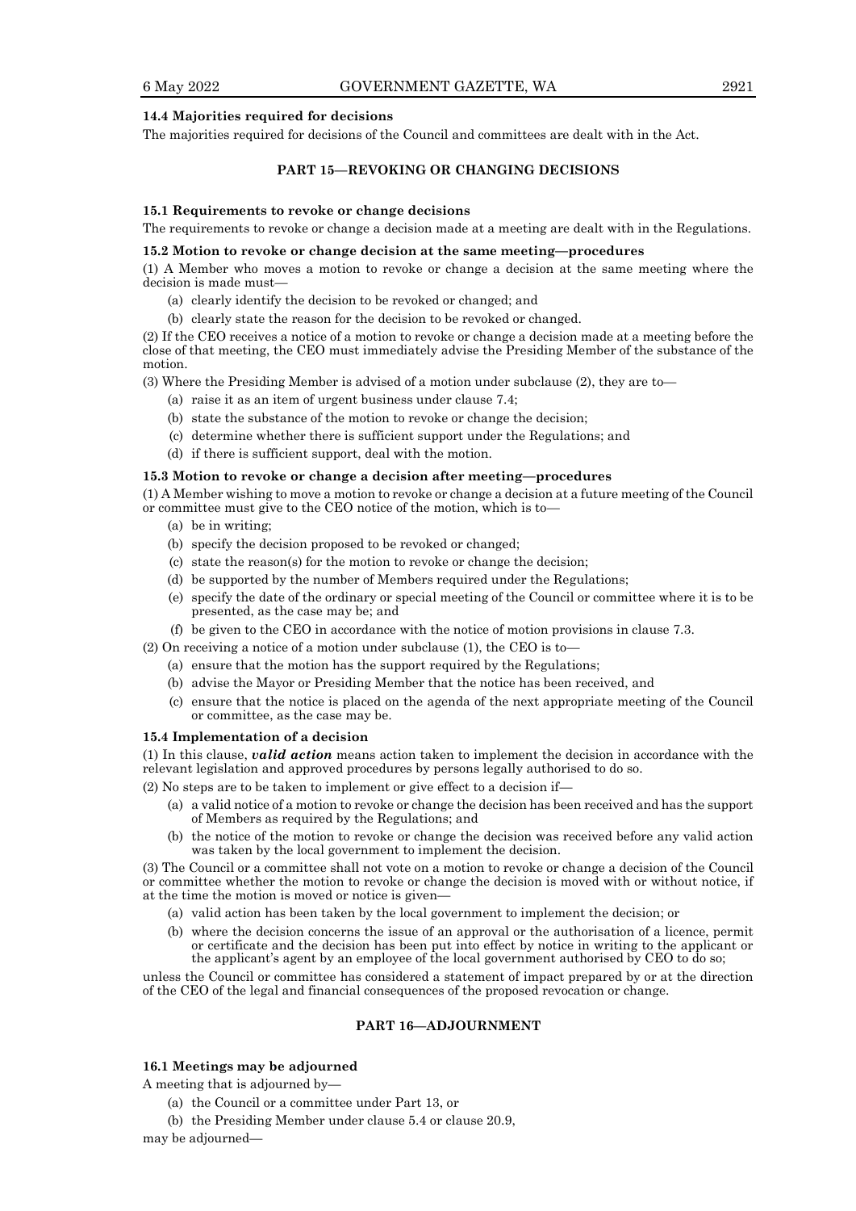### 14.4 Majorities required for decisions

The majorities required for decisions of the Council and committees are dealt with in the Act.

## PART 15—REVOKING OR CHANGING DECISIONS

### 15.1 Requirements to revoke or change decisions

The requirements to revoke or change a decision made at a meeting are dealt with in the Regulations.

### 15.2 Motion to revoke or change decision at the same meeting—procedures

(1) A Member who moves a motion to revoke or change a decision at the same meeting where the decision is made must—

- (a) clearly identify the decision to be revoked or changed; and
- (b) clearly state the reason for the decision to be revoked or changed.

(2) If the CEO receives a notice of a motion to revoke or change a decision made at a meeting before the close of that meeting, the CEO must immediately advise the Presiding Member of the substance of the motion.

(3) Where the Presiding Member is advised of a motion under subclause (2), they are to—

- (a) raise it as an item of urgent business under clause 7.4;
- (b) state the substance of the motion to revoke or change the decision;
- (c) determine whether there is sufficient support under the Regulations; and
- (d) if there is sufficient support, deal with the motion.

### 15.3 Motion to revoke or change a decision after meeting—procedures

(1) A Member wishing to move a motion to revoke or change a decision at a future meeting of the Council or committee must give to the CEO notice of the motion, which is to—

- (a) be in writing;
- (b) specify the decision proposed to be revoked or changed;
- (c) state the reason(s) for the motion to revoke or change the decision;
- (d) be supported by the number of Members required under the Regulations;
- (e) specify the date of the ordinary or special meeting of the Council or committee where it is to be presented, as the case may be; and
- (f) be given to the CEO in accordance with the notice of motion provisions in clause 7.3.

(2) On receiving a notice of a motion under subclause (1), the CEO is to—

- (a) ensure that the motion has the support required by the Regulations;
- (b) advise the Mayor or Presiding Member that the notice has been received, and
- (c) ensure that the notice is placed on the agenda of the next appropriate meeting of the Council or committee, as the case may be.

### 15.4 Implementation of a decision

(1) In this clause, ***valid action*** means action taken to implement the decision in accordance with the relevant legislation and approved procedures by persons legally authorised to do so.

(2) No steps are to be taken to implement or give effect to a decision if—

- (a) a valid notice of a motion to revoke or change the decision has been received and has the support of Members as required by the Regulations; and
- (b) the notice of the motion to revoke or change the decision was received before any valid action was taken by the local government to implement the decision.

(3) The Council or a committee shall not vote on a motion to revoke or change a decision of the Council or committee whether the motion to revoke or change the decision is moved with or without notice, if at the time the motion is moved or notice is given—

- (a) valid action has been taken by the local government to implement the decision; or
- (b) where the decision concerns the issue of an approval or the authorisation of a licence, permit or certificate and the decision has been put into effect by notice in writing to the applicant or the applicant's agent by an employee of the local government authorised by CEO to do so;

unless the Council or committee has considered a statement of impact prepared by or at the direction of the CEO of the legal and financial consequences of the proposed revocation or change.

## PART 16—ADJOURNMENT

### 16.1 Meetings may be adjourned

A meeting that is adjourned by—

- (a) the Council or a committee under Part 13, or
- (b) the Presiding Member under clause 5.4 or clause 20.9,

may be adjourned—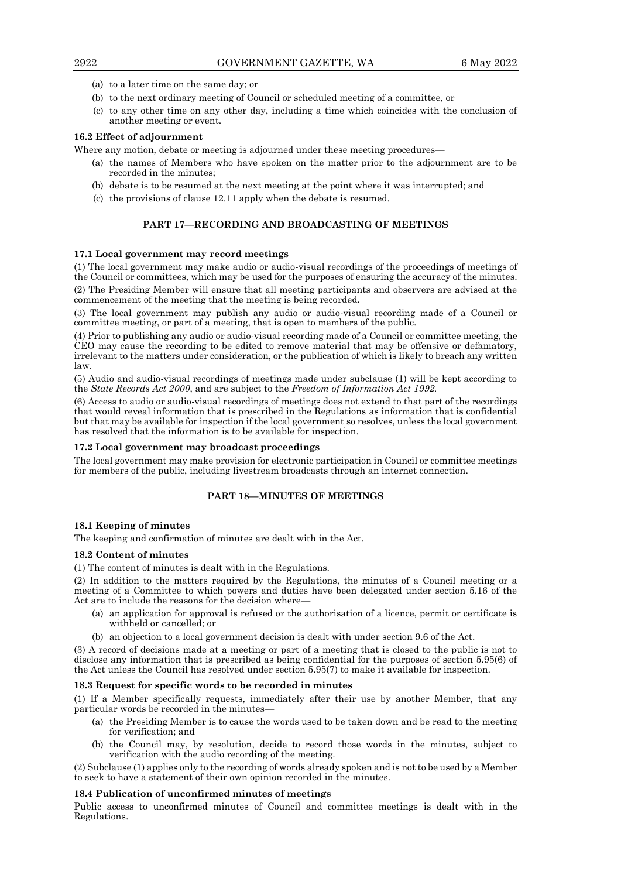(a) to a later time on the same day; or

(b) to the next ordinary meeting of Council or scheduled meeting of a committee, or

(c) to any other time on any other day, including a time which coincides with the conclusion of another meeting or event.

**16.2 Effect of adjournment**

Where any motion, debate or meeting is adjourned under these meeting procedures—

(a) the names of Members who have spoken on the matter prior to the adjournment are to be recorded in the minutes;

(b) debate is to be resumed at the next meeting at the point where it was interrupted; and

(c) the provisions of clause 12.11 apply when the debate is resumed.

## PART 17—RECORDING AND BROADCASTING OF MEETINGS

**17.1 Local government may record meetings**

(1) The local government may make audio or audio-visual recordings of the proceedings of meetings of the Council or committees, which may be used for the purposes of ensuring the accuracy of the minutes.

(2) The Presiding Member will ensure that all meeting participants and observers are advised at the commencement of the meeting that the meeting is being recorded.

(3) The local government may publish any audio or audio-visual recording made of a Council or committee meeting, or part of a meeting, that is open to members of the public.

(4) Prior to publishing any audio or audio-visual recording made of a Council or committee meeting, the CEO may cause the recording to be edited to remove material that may be offensive or defamatory, irrelevant to the matters under consideration, or the publication of which is likely to breach any written law.

(5) Audio and audio-visual recordings of meetings made under subclause (1) will be kept according to the *State Records Act 2000*, and are subject to the *Freedom of Information Act 1992.*

(6) Access to audio or audio-visual recordings of meetings does not extend to that part of the recordings that would reveal information that is prescribed in the Regulations as information that is confidential but that may be available for inspection if the local government so resolves, unless the local government has resolved that the information is to be available for inspection.

**17.2 Local government may broadcast proceedings**

The local government may make provision for electronic participation in Council or committee meetings for members of the public, including livestream broadcasts through an internet connection.

## PART 18—MINUTES OF MEETINGS

**18.1 Keeping of minutes**

The keeping and confirmation of minutes are dealt with in the Act.

**18.2 Content of minutes**

(1) The content of minutes is dealt with in the Regulations.

(2) In addition to the matters required by the Regulations, the minutes of a Council meeting or a meeting of a Committee to which powers and duties have been delegated under section 5.16 of the Act are to include the reasons for the decision where—

(a) an application for approval is refused or the authorisation of a licence, permit or certificate is withheld or cancelled; or

(b) an objection to a local government decision is dealt with under section 9.6 of the Act.

(3) A record of decisions made at a meeting or part of a meeting that is closed to the public is not to disclose any information that is prescribed as being confidential for the purposes of section 5.95(6) of the Act unless the Council has resolved under section 5.95(7) to make it available for inspection.

**18.3 Request for specific words to be recorded in minutes**

(1) If a Member specifically requests, immediately after their use by another Member, that any particular words be recorded in the minutes—

(a) the Presiding Member is to cause the words used to be taken down and be read to the meeting for verification; and

(b) the Council may, by resolution, decide to record those words in the minutes, subject to verification with the audio recording of the meeting.

(2) Subclause (1) applies only to the recording of words already spoken and is not to be used by a Member to seek to have a statement of their own opinion recorded in the minutes.

**18.4 Publication of unconfirmed minutes of meetings**

Public access to unconfirmed minutes of Council and committee meetings is dealt with in the Regulations.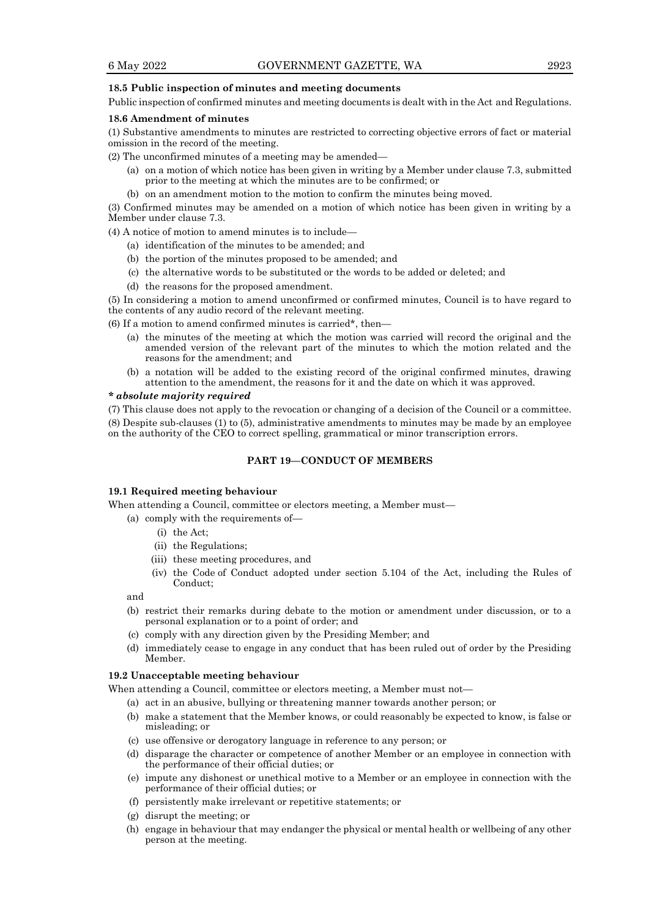#### 18.5 Public inspection of minutes and meeting documents

Public inspection of confirmed minutes and meeting documents is dealt with in the Act and Regulations.

#### 18.6 Amendment of minutes

(1) Substantive amendments to minutes are restricted to correcting objective errors of fact or material omission in the record of the meeting.

(2) The unconfirmed minutes of a meeting may be amended—

- (a) on a motion of which notice has been given in writing by a Member under clause 7.3, submitted prior to the meeting at which the minutes are to be confirmed; or
- (b) on an amendment motion to the motion to confirm the minutes being moved.

(3) Confirmed minutes may be amended on a motion of which notice has been given in writing by a Member under clause 7.3.

(4) A notice of motion to amend minutes is to include—

- (a) identification of the minutes to be amended; and
- (b) the portion of the minutes proposed to be amended; and
- (c) the alternative words to be substituted or the words to be added or deleted; and
- (d) the reasons for the proposed amendment.

(5) In considering a motion to amend unconfirmed or confirmed minutes, Council is to have regard to the contents of any audio record of the relevant meeting.

(6) If a motion to amend confirmed minutes is carried*, then—

- (a) the minutes of the meeting at which the motion was carried will record the original and the amended version of the relevant part of the minutes to which the motion related and the reasons for the amendment; and
- (b) a notation will be added to the existing record of the original confirmed minutes, drawing attention to the amendment, the reasons for it and the date on which it was approved.

***\* absolute majority required***

(7) This clause does not apply to the revocation or changing of a decision of the Council or a committee.

(8) Despite sub-clauses (1) to (5), administrative amendments to minutes may be made by an employee on the authority of the CEO to correct spelling, grammatical or minor transcription errors.

## PART 19—CONDUCT OF MEMBERS

#### 19.1 Required meeting behaviour

When attending a Council, committee or electors meeting, a Member must—

- (a) comply with the requirements of—
  - (i) the Act;
  - (ii) the Regulations;
  - (iii) these meeting procedures, and
  - (iv) the Code of Conduct adopted under section 5.104 of the Act, including the Rules of Conduct;

and

- (b) restrict their remarks during debate to the motion or amendment under discussion, or to a personal explanation or to a point of order; and
- (c) comply with any direction given by the Presiding Member; and
- (d) immediately cease to engage in any conduct that has been ruled out of order by the Presiding Member.

#### 19.2 Unacceptable meeting behaviour

When attending a Council, committee or electors meeting, a Member must not—

- (a) act in an abusive, bullying or threatening manner towards another person; or
- (b) make a statement that the Member knows, or could reasonably be expected to know, is false or misleading; or
- (c) use offensive or derogatory language in reference to any person; or
- (d) disparage the character or competence of another Member or an employee in connection with the performance of their official duties; or
- (e) impute any dishonest or unethical motive to a Member or an employee in connection with the performance of their official duties; or
- (f) persistently make irrelevant or repetitive statements; or
- (g) disrupt the meeting; or
- (h) engage in behaviour that may endanger the physical or mental health or wellbeing of any other person at the meeting.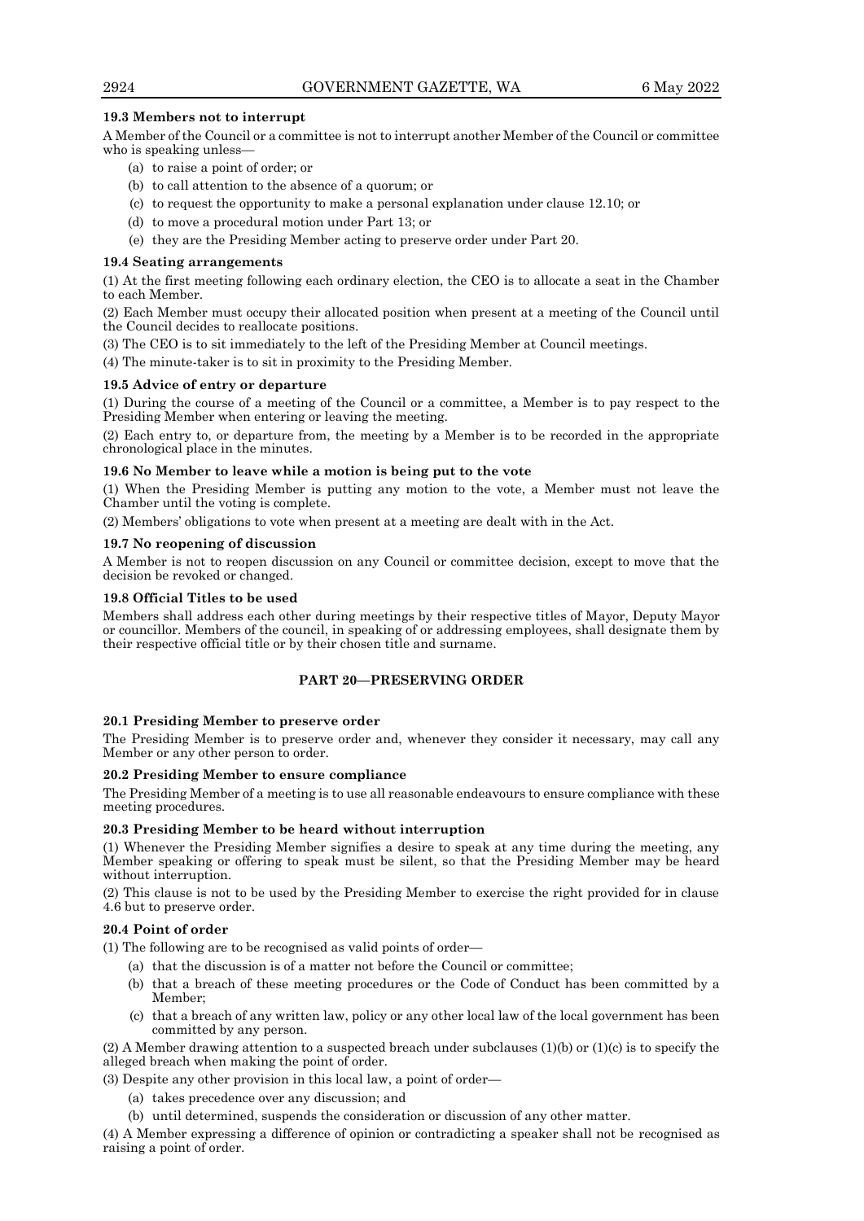#### 19.3 Members not to interrupt

A Member of the Council or a committee is not to interrupt another Member of the Council or committee who is speaking unless—

(a) to raise a point of order; or

(b) to call attention to the absence of a quorum; or

(c) to request the opportunity to make a personal explanation under clause 12.10; or

(d) to move a procedural motion under Part 13; or

(e) they are the Presiding Member acting to preserve order under Part 20.

#### 19.4 Seating arrangements

(1) At the first meeting following each ordinary election, the CEO is to allocate a seat in the Chamber to each Member.

(2) Each Member must occupy their allocated position when present at a meeting of the Council until the Council decides to reallocate positions.

(3) The CEO is to sit immediately to the left of the Presiding Member at Council meetings.

(4) The minute-taker is to sit in proximity to the Presiding Member.

#### 19.5 Advice of entry or departure

(1) During the course of a meeting of the Council or a committee, a Member is to pay respect to the Presiding Member when entering or leaving the meeting.

(2) Each entry to, or departure from, the meeting by a Member is to be recorded in the appropriate chronological place in the minutes.

#### 19.6 No Member to leave while a motion is being put to the vote

(1) When the Presiding Member is putting any motion to the vote, a Member must not leave the Chamber until the voting is complete.

(2) Members' obligations to vote when present at a meeting are dealt with in the Act.

#### 19.7 No reopening of discussion

A Member is not to reopen discussion on any Council or committee decision, except to move that the decision be revoked or changed.

#### 19.8 Official Titles to be used

Members shall address each other during meetings by their respective titles of Mayor, Deputy Mayor or councillor. Members of the council, in speaking of or addressing employees, shall designate them by their respective official title or by their chosen title and surname.

## PART 20—PRESERVING ORDER

#### 20.1 Presiding Member to preserve order

The Presiding Member is to preserve order and, whenever they consider it necessary, may call any Member or any other person to order.

#### 20.2 Presiding Member to ensure compliance

The Presiding Member of a meeting is to use all reasonable endeavours to ensure compliance with these meeting procedures.

#### 20.3 Presiding Member to be heard without interruption

(1) Whenever the Presiding Member signifies a desire to speak at any time during the meeting, any Member speaking or offering to speak must be silent, so that the Presiding Member may be heard without interruption.

(2) This clause is not to be used by the Presiding Member to exercise the right provided for in clause 4.6 but to preserve order.

#### 20.4 Point of order

(1) The following are to be recognised as valid points of order—

(a) that the discussion is of a matter not before the Council or committee;

(b) that a breach of these meeting procedures or the Code of Conduct has been committed by a Member;

(c) that a breach of any written law, policy or any other local law of the local government has been committed by any person.

(2) A Member drawing attention to a suspected breach under subclauses (1)(b) or (1)(c) is to specify the alleged breach when making the point of order.

(3) Despite any other provision in this local law, a point of order—

(a) takes precedence over any discussion; and

(b) until determined, suspends the consideration or discussion of any other matter.

(4) A Member expressing a difference of opinion or contradicting a speaker shall not be recognised as raising a point of order.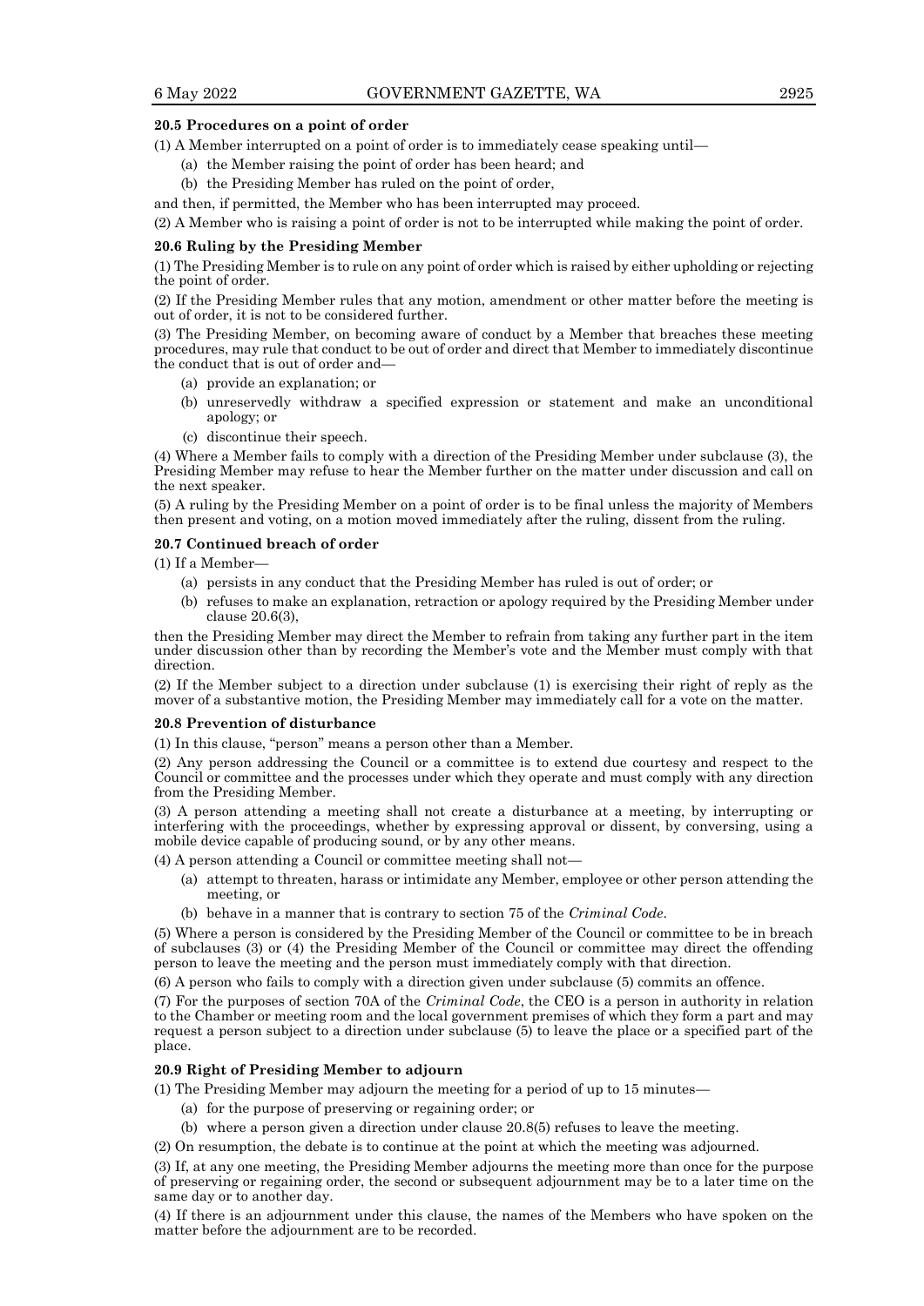**20.5 Procedures on a point of order**

(1) A Member interrupted on a point of order is to immediately cease speaking until—

- (a) the Member raising the point of order has been heard; and
- (b) the Presiding Member has ruled on the point of order,

and then, if permitted, the Member who has been interrupted may proceed.

(2) A Member who is raising a point of order is not to be interrupted while making the point of order.

**20.6 Ruling by the Presiding Member**

(1) The Presiding Member is to rule on any point of order which is raised by either upholding or rejecting the point of order.

(2) If the Presiding Member rules that any motion, amendment or other matter before the meeting is out of order, it is not to be considered further.

(3) The Presiding Member, on becoming aware of conduct by a Member that breaches these meeting procedures, may rule that conduct to be out of order and direct that Member to immediately discontinue the conduct that is out of order and—

- (a) provide an explanation; or
- (b) unreservedly withdraw a specified expression or statement and make an unconditional apology; or
- (c) discontinue their speech.

(4) Where a Member fails to comply with a direction of the Presiding Member under subclause (3), the Presiding Member may refuse to hear the Member further on the matter under discussion and call on the next speaker.

(5) A ruling by the Presiding Member on a point of order is to be final unless the majority of Members then present and voting, on a motion moved immediately after the ruling, dissent from the ruling.

**20.7 Continued breach of order**

(1) If a Member—

- (a) persists in any conduct that the Presiding Member has ruled is out of order; or
- (b) refuses to make an explanation, retraction or apology required by the Presiding Member under clause 20.6(3),

then the Presiding Member may direct the Member to refrain from taking any further part in the item under discussion other than by recording the Member's vote and the Member must comply with that direction.

(2) If the Member subject to a direction under subclause (1) is exercising their right of reply as the mover of a substantive motion, the Presiding Member may immediately call for a vote on the matter.

**20.8 Prevention of disturbance**

(1) In this clause, "person" means a person other than a Member.

(2) Any person addressing the Council or a committee is to extend due courtesy and respect to the Council or committee and the processes under which they operate and must comply with any direction from the Presiding Member.

(3) A person attending a meeting shall not create a disturbance at a meeting, by interrupting or interfering with the proceedings, whether by expressing approval or dissent, by conversing, using a mobile device capable of producing sound, or by any other means.

(4) A person attending a Council or committee meeting shall not—

- (a) attempt to threaten, harass or intimidate any Member, employee or other person attending the meeting, or
- (b) behave in a manner that is contrary to section 75 of the *Criminal Code*.

(5) Where a person is considered by the Presiding Member of the Council or committee to be in breach of subclauses (3) or (4) the Presiding Member of the Council or committee may direct the offending person to leave the meeting and the person must immediately comply with that direction.

(6) A person who fails to comply with a direction given under subclause (5) commits an offence.

(7) For the purposes of section 70A of the *Criminal Code*, the CEO is a person in authority in relation to the Chamber or meeting room and the local government premises of which they form a part and may request a person subject to a direction under subclause (5) to leave the place or a specified part of the place.

**20.9 Right of Presiding Member to adjourn**

(1) The Presiding Member may adjourn the meeting for a period of up to 15 minutes—

- (a) for the purpose of preserving or regaining order; or
- (b) where a person given a direction under clause 20.8(5) refuses to leave the meeting.

(2) On resumption, the debate is to continue at the point at which the meeting was adjourned.

(3) If, at any one meeting, the Presiding Member adjourns the meeting more than once for the purpose of preserving or regaining order, the second or subsequent adjournment may be to a later time on the same day or to another day.

(4) If there is an adjournment under this clause, the names of the Members who have spoken on the matter before the adjournment are to be recorded.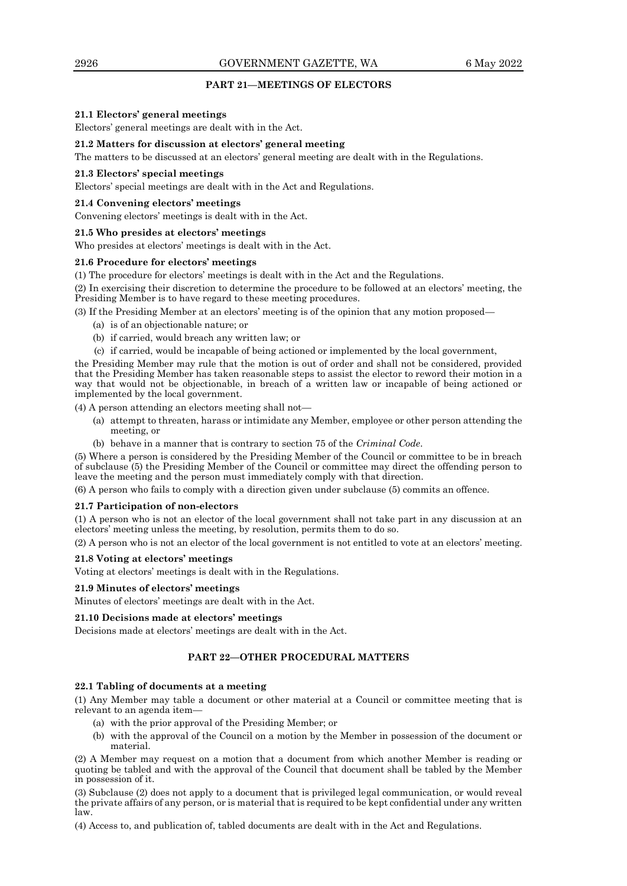## PART 21—MEETINGS OF ELECTORS

**21.1 Electors' general meetings**

Electors' general meetings are dealt with in the Act.

**21.2 Matters for discussion at electors' general meeting**

The matters to be discussed at an electors' general meeting are dealt with in the Regulations.

**21.3 Electors' special meetings**

Electors' special meetings are dealt with in the Act and Regulations.

**21.4 Convening electors' meetings**

Convening electors' meetings is dealt with in the Act.

**21.5 Who presides at electors' meetings**

Who presides at electors' meetings is dealt with in the Act.

**21.6 Procedure for electors' meetings**

(1) The procedure for electors' meetings is dealt with in the Act and the Regulations.

(2) In exercising their discretion to determine the procedure to be followed at an electors' meeting, the Presiding Member is to have regard to these meeting procedures.

(3) If the Presiding Member at an electors' meeting is of the opinion that any motion proposed—

- (a) is of an objectionable nature; or
- (b) if carried, would breach any written law; or
- (c) if carried, would be incapable of being actioned or implemented by the local government,

the Presiding Member may rule that the motion is out of order and shall not be considered, provided that the Presiding Member has taken reasonable steps to assist the elector to reword their motion in a way that would not be objectionable, in breach of a written law or incapable of being actioned or implemented by the local government.

(4) A person attending an electors meeting shall not—

- (a) attempt to threaten, harass or intimidate any Member, employee or other person attending the meeting, or
- (b) behave in a manner that is contrary to section 75 of the *Criminal Code*.

(5) Where a person is considered by the Presiding Member of the Council or committee to be in breach of subclause (5) the Presiding Member of the Council or committee may direct the offending person to leave the meeting and the person must immediately comply with that direction.

(6) A person who fails to comply with a direction given under subclause (5) commits an offence.

**21.7 Participation of non-electors**

(1) A person who is not an elector of the local government shall not take part in any discussion at an electors' meeting unless the meeting, by resolution, permits them to do so.

(2) A person who is not an elector of the local government is not entitled to vote at an electors' meeting.

**21.8 Voting at electors' meetings**

Voting at electors' meetings is dealt with in the Regulations.

**21.9 Minutes of electors' meetings**

Minutes of electors' meetings are dealt with in the Act.

**21.10 Decisions made at electors' meetings**

Decisions made at electors' meetings are dealt with in the Act.

## PART 22—OTHER PROCEDURAL MATTERS

**22.1 Tabling of documents at a meeting**

(1) Any Member may table a document or other material at a Council or committee meeting that is relevant to an agenda item—

- (a) with the prior approval of the Presiding Member; or
- (b) with the approval of the Council on a motion by the Member in possession of the document or material.

(2) A Member may request on a motion that a document from which another Member is reading or quoting be tabled and with the approval of the Council that document shall be tabled by the Member in possession of it.

(3) Subclause (2) does not apply to a document that is privileged legal communication, or would reveal the private affairs of any person, or is material that is required to be kept confidential under any written law.

(4) Access to, and publication of, tabled documents are dealt with in the Act and Regulations.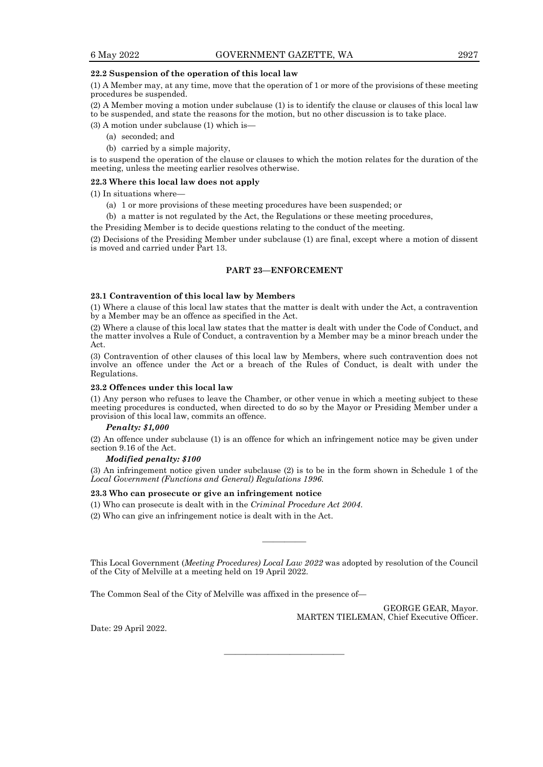### 22.2 Suspension of the operation of this local law

(1) A Member may, at any time, move that the operation of 1 or more of the provisions of these meeting procedures be suspended.

(2) A Member moving a motion under subclause (1) is to identify the clause or clauses of this local law to be suspended, and state the reasons for the motion, but no other discussion is to take place.

(3) A motion under subclause (1) which is—

- (a) seconded; and
- (b) carried by a simple majority,

is to suspend the operation of the clause or clauses to which the motion relates for the duration of the meeting, unless the meeting earlier resolves otherwise.

### 22.3 Where this local law does not apply

(1) In situations where—

- (a) 1 or more provisions of these meeting procedures have been suspended; or
- (b) a matter is not regulated by the Act, the Regulations or these meeting procedures,

the Presiding Member is to decide questions relating to the conduct of the meeting.

(2) Decisions of the Presiding Member under subclause (1) are final, except where a motion of dissent is moved and carried under Part 13.

## PART 23—ENFORCEMENT

### 23.1 Contravention of this local law by Members

(1) Where a clause of this local law states that the matter is dealt with under the Act, a contravention by a Member may be an offence as specified in the Act.

(2) Where a clause of this local law states that the matter is dealt with under the Code of Conduct, and the matter involves a Rule of Conduct, a contravention by a Member may be a minor breach under the Act.

(3) Contravention of other clauses of this local law by Members, where such contravention does not involve an offence under the Act or a breach of the Rules of Conduct, is dealt with under the Regulations.

### 23.2 Offences under this local law

(1) Any person who refuses to leave the Chamber, or other venue in which a meeting subject to these meeting procedures is conducted, when directed to do so by the Mayor or Presiding Member under a provision of this local law, commits an offence.

***Penalty: $1,000***

(2) An offence under subclause (1) is an offence for which an infringement notice may be given under section 9.16 of the Act.

***Modified penalty: $100***

(3) An infringement notice given under subclause (2) is to be in the form shown in Schedule 1 of the *Local Government (Functions and General) Regulations 1996*.

### 23.3 Who can prosecute or give an infringement notice

(1) Who can prosecute is dealt with in the *Criminal Procedure Act 2004*.

(2) Who can give an infringement notice is dealt with in the Act.

---

This Local Government (*Meeting Procedures) Local Law 2022* was adopted by resolution of the Council of the City of Melville at a meeting held on 19 April 2022.

The Common Seal of the City of Melville was affixed in the presence of—

GEORGE GEAR, Mayor.
MARTEN TIELEMAN, Chief Executive Officer.

Date: 29 April 2022.

---